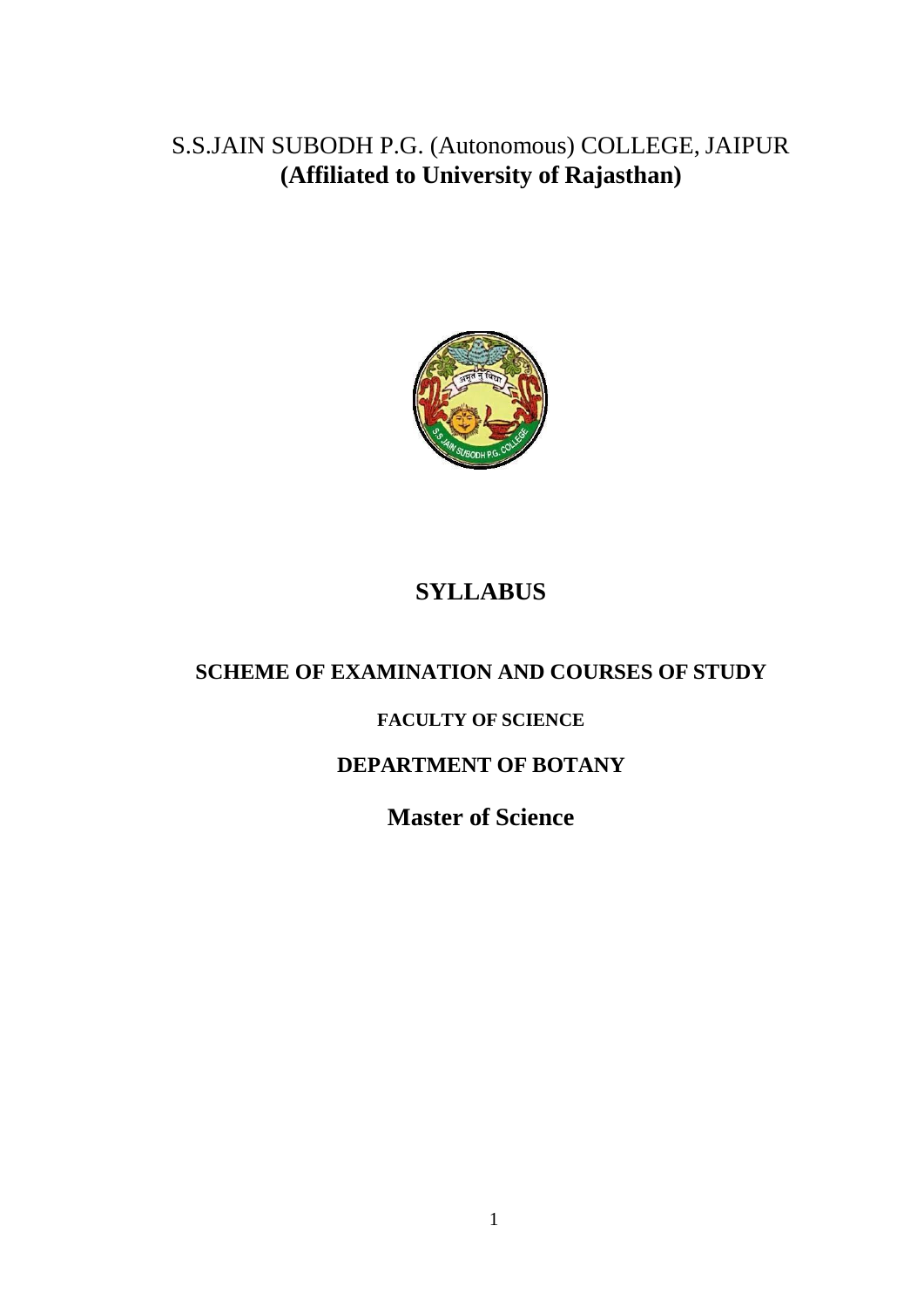S.S.JAIN SUBODH P.G. (Autonomous) COLLEGE, JAIPUR

**(Affiliated to University of Rajasthan)**

# SYLLABUS

## SCHEME OF EXAMINATION AND COURSES OF STUDY

### FACULTY OF SCIENCE

### DEPARTMENT OF BOTANY

## Master of Science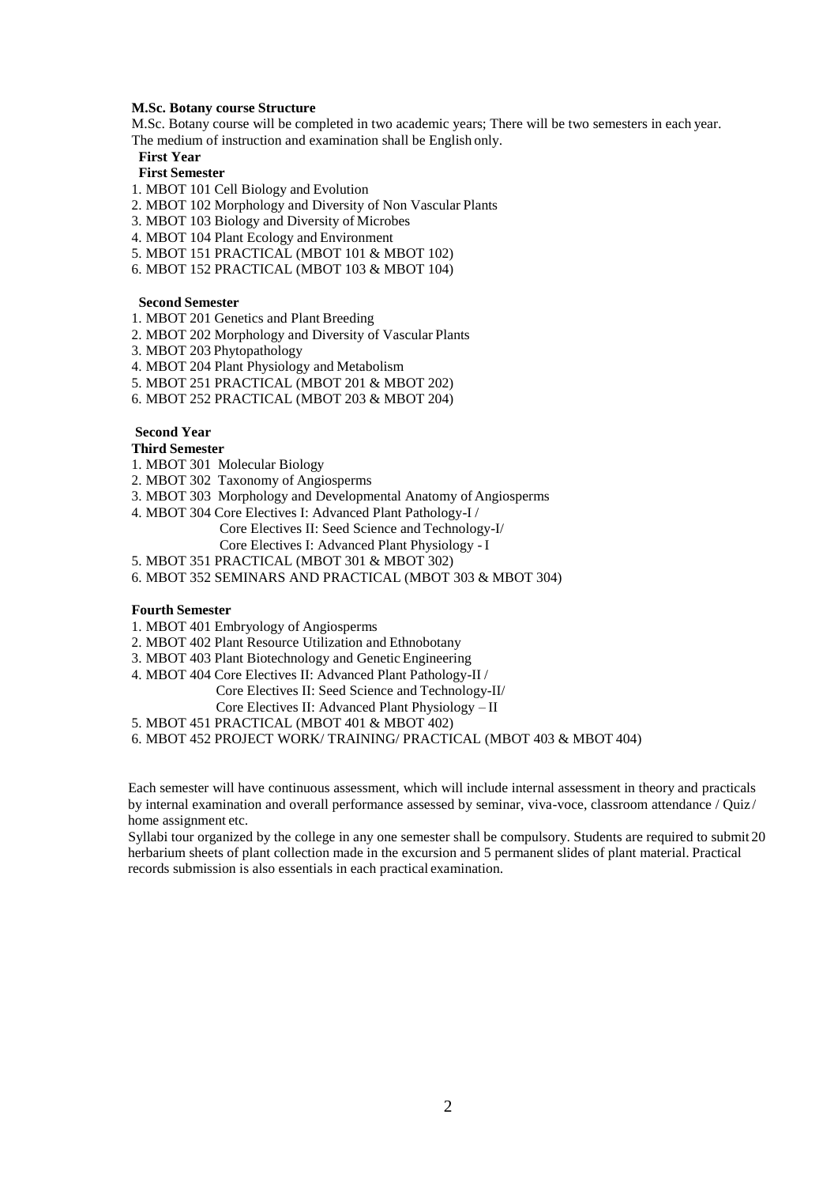## M.Sc. Botany course Structure

M.Sc. Botany course will be completed in two academic years; There will be two semesters in each year. The medium of instruction and examination shall be English only.

### First Year

#### First Semester

1. MBOT 101 Cell Biology and Evolution
2. MBOT 102 Morphology and Diversity of Non Vascular Plants
3. MBOT 103 Biology and Diversity of Microbes
4. MBOT 104 Plant Ecology and Environment
5. MBOT 151 PRACTICAL (MBOT 101 & MBOT 102)
6. MBOT 152 PRACTICAL (MBOT 103 & MBOT 104)

#### Second Semester

1. MBOT 201 Genetics and Plant Breeding
2. MBOT 202 Morphology and Diversity of Vascular Plants
3. MBOT 203 Phytopathology
4. MBOT 204 Plant Physiology and Metabolism
5. MBOT 251 PRACTICAL (MBOT 201 & MBOT 202)
6. MBOT 252 PRACTICAL (MBOT 203 & MBOT 204)

### Second Year

#### Third Semester

1. MBOT 301 Molecular Biology
2. MBOT 302 Taxonomy of Angiosperms
3. MBOT 303 Morphology and Developmental Anatomy of Angiosperms
4. MBOT 304 Core Electives I: Advanced Plant Pathology-I /
   Core Electives II: Seed Science and Technology-I/
   Core Electives I: Advanced Plant Physiology - I
5. MBOT 351 PRACTICAL (MBOT 301 & MBOT 302)
6. MBOT 352 SEMINARS AND PRACTICAL (MBOT 303 & MBOT 304)

#### Fourth Semester

1. MBOT 401 Embryology of Angiosperms
2. MBOT 402 Plant Resource Utilization and Ethnobotany
3. MBOT 403 Plant Biotechnology and Genetic Engineering
4. MBOT 404 Core Electives II: Advanced Plant Pathology-II /
   Core Electives II: Seed Science and Technology-II/
   Core Electives II: Advanced Plant Physiology – II
5. MBOT 451 PRACTICAL (MBOT 401 & MBOT 402)
6. MBOT 452 PROJECT WORK/ TRAINING/ PRACTICAL (MBOT 403 & MBOT 404)

Each semester will have continuous assessment, which will include internal assessment in theory and practicals by internal examination and overall performance assessed by seminar, viva-voce, classroom attendance / Quiz / home assignment etc.

Syllabi tour organized by the college in any one semester shall be compulsory. Students are required to submit 20 herbarium sheets of plant collection made in the excursion and 5 permanent slides of plant material. Practical records submission is also essentials in each practical examination.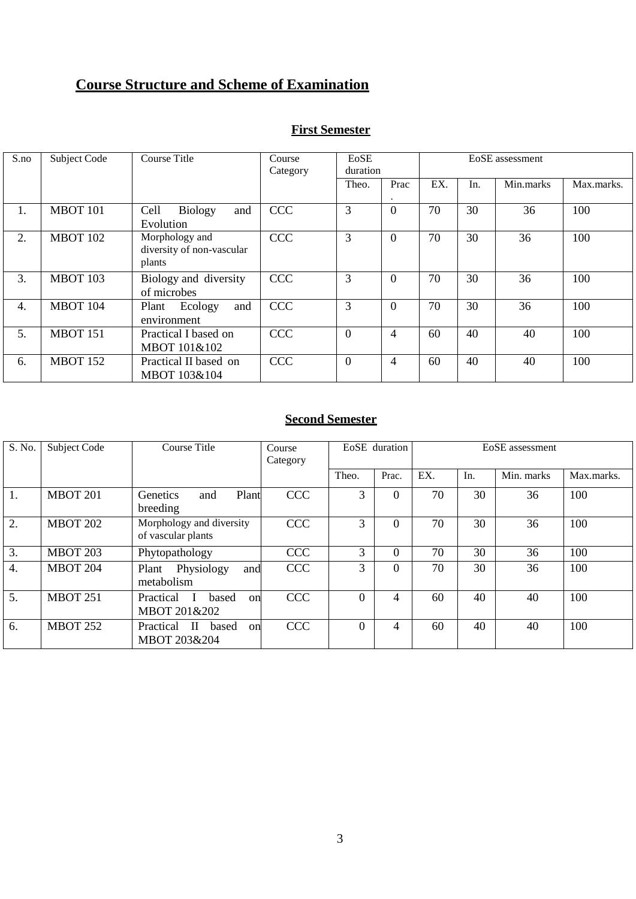# Course Structure and Scheme of Examination

## First Semester

| S.no | Subject Code | Course Title | Course Category | EoSE duration | | EoSE assessment | | | |
|---|---|---|---|---|---|---|---|---|---|
| | | | | Theo. | Prac. | EX. | In. | Min.marks | Max.marks. |
| 1. | MBOT 101 | Cell Biology and Evolution | CCC | 3 | 0 | 70 | 30 | 36 | 100 |
| 2. | MBOT 102 | Morphology and diversity of non-vascular plants | CCC | 3 | 0 | 70 | 30 | 36 | 100 |
| 3. | MBOT 103 | Biology and diversity of microbes | CCC | 3 | 0 | 70 | 30 | 36 | 100 |
| 4. | MBOT 104 | Plant Ecology and environment | CCC | 3 | 0 | 70 | 30 | 36 | 100 |
| 5. | MBOT 151 | Practical I based on MBOT 101&102 | CCC | 0 | 4 | 60 | 40 | 40 | 100 |
| 6. | MBOT 152 | Practical II based on MBOT 103&104 | CCC | 0 | 4 | 60 | 40 | 40 | 100 |

## Second Semester

| S. No. | Subject Code | Course Title | Course Category | EoSE duration | | EoSE assessment | | | |
|---|---|---|---|---|---|---|---|---|---|
| | | | | Theo. | Prac. | EX. | In. | Min. marks | Max.marks. |
| 1. | MBOT 201 | Genetics and Plant breeding | CCC | 3 | 0 | 70 | 30 | 36 | 100 |
| 2. | MBOT 202 | Morphology and diversity of vascular plants | CCC | 3 | 0 | 70 | 30 | 36 | 100 |
| 3. | MBOT 203 | Phytopathology | CCC | 3 | 0 | 70 | 30 | 36 | 100 |
| 4. | MBOT 204 | Plant Physiology and metabolism | CCC | 3 | 0 | 70 | 30 | 36 | 100 |
| 5. | MBOT 251 | Practical I based on MBOT 201&202 | CCC | 0 | 4 | 60 | 40 | 40 | 100 |
| 6. | MBOT 252 | Practical II based on MBOT 203&204 | CCC | 0 | 4 | 60 | 40 | 40 | 100 |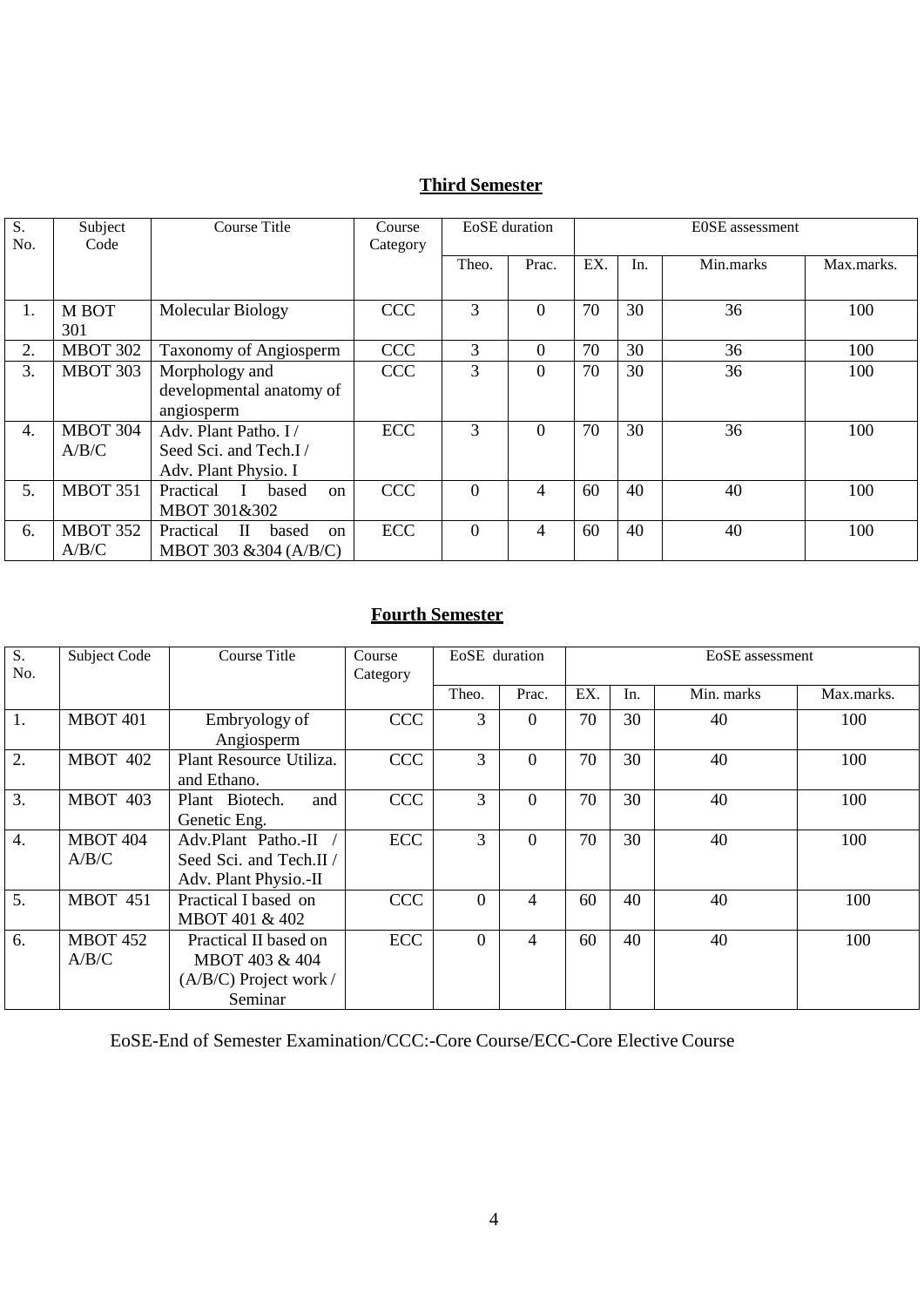## Third Semester

| S. No. | Subject Code | Course Title | Course Category | EoSE duration | | E0SE assessment | | | |
|---|---|---|---|---|---|---|---|---|---|
| | | | | Theo. | Prac. | EX. | In. | Min.marks | Max.marks. |
| 1. | M BOT 301 | Molecular Biology | CCC | 3 | 0 | 70 | 30 | 36 | 100 |
| 2. | MBOT 302 | Taxonomy of Angiosperm | CCC | 3 | 0 | 70 | 30 | 36 | 100 |
| 3. | MBOT 303 | Morphology and developmental anatomy of angiosperm | CCC | 3 | 0 | 70 | 30 | 36 | 100 |
| 4. | MBOT 304 A/B/C | Adv. Plant Patho. I / Seed Sci. and Tech.I / Adv. Plant Physio. I | ECC | 3 | 0 | 70 | 30 | 36 | 100 |
| 5. | MBOT 351 | Practical I based on MBOT 301&302 | CCC | 0 | 4 | 60 | 40 | 40 | 100 |
| 6. | MBOT 352 A/B/C | Practical II based on MBOT 303 &304 (A/B/C) | ECC | 0 | 4 | 60 | 40 | 40 | 100 |

## Fourth Semester

| S. No. | Subject Code | Course Title | Course Category | EoSE duration | | EoSE assessment | | | |
|---|---|---|---|---|---|---|---|---|---|
| | | | | Theo. | Prac. | EX. | In. | Min. marks | Max.marks. |
| 1. | MBOT 401 | Embryology of Angiosperm | CCC | 3 | 0 | 70 | 30 | 40 | 100 |
| 2. | MBOT 402 | Plant Resource Utiliza. and Ethano. | CCC | 3 | 0 | 70 | 30 | 40 | 100 |
| 3. | MBOT 403 | Plant Biotech. and Genetic Eng. | CCC | 3 | 0 | 70 | 30 | 40 | 100 |
| 4. | MBOT 404 A/B/C | Adv.Plant Patho.-II / Seed Sci. and Tech.II / Adv. Plant Physio.-II | ECC | 3 | 0 | 70 | 30 | 40 | 100 |
| 5. | MBOT 451 | Practical I based on MBOT 401 & 402 | CCC | 0 | 4 | 60 | 40 | 40 | 100 |
| 6. | MBOT 452 A/B/C | Practical II based on MBOT 403 & 404 (A/B/C) Project work / Seminar | ECC | 0 | 4 | 60 | 40 | 40 | 100 |

EoSE-End of Semester Examination/CCC:-Core Course/ECC-Core Elective Course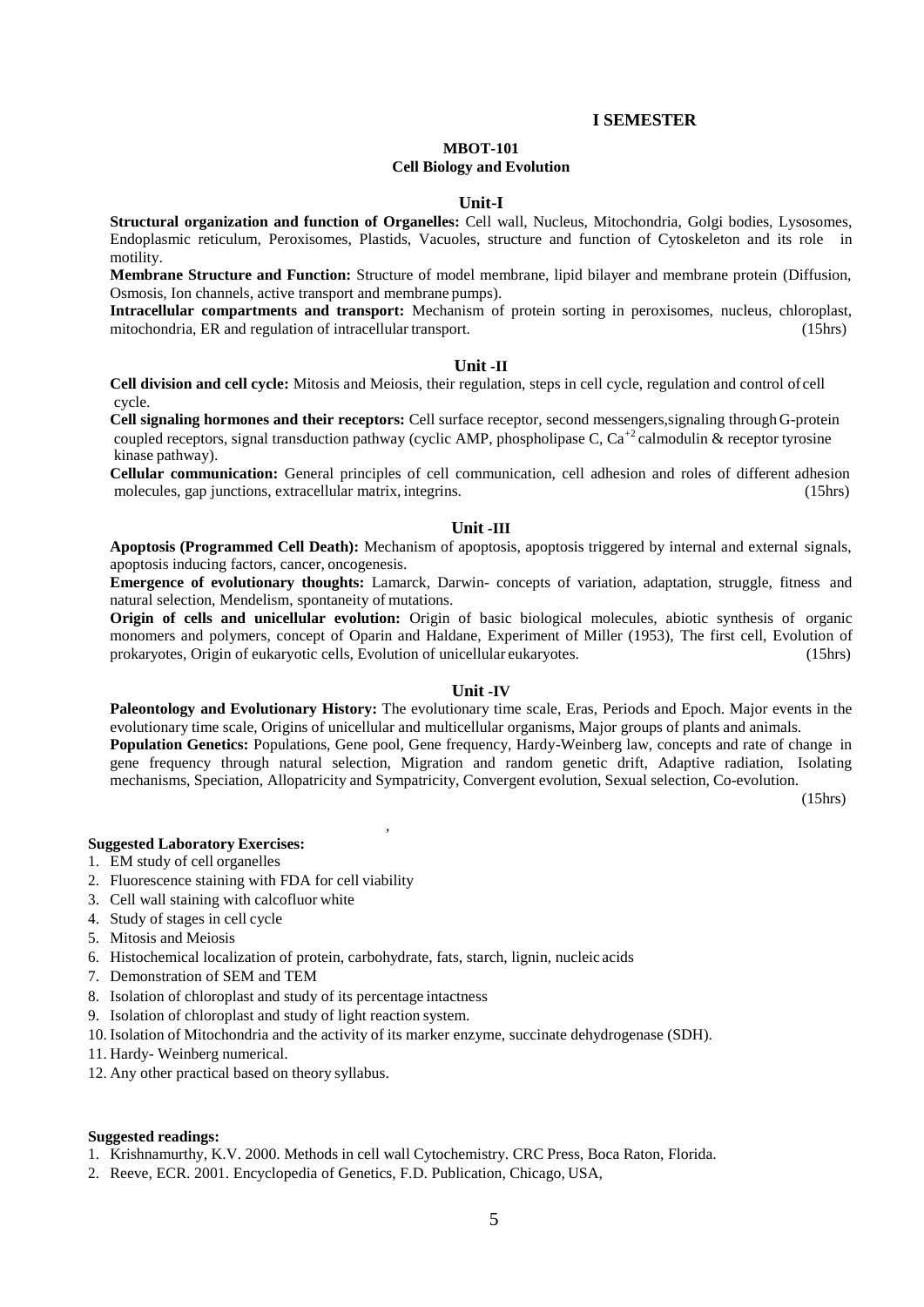# I SEMESTER

## MBOT-101
## Cell Biology and Evolution

### Unit-I

**Structural organization and function of Organelles:** Cell wall, Nucleus, Mitochondria, Golgi bodies, Lysosomes, Endoplasmic reticulum, Peroxisomes, Plastids, Vacuoles, structure and function of Cytoskeleton and its role in motility.

**Membrane Structure and Function:** Structure of model membrane, lipid bilayer and membrane protein (Diffusion, Osmosis, Ion channels, active transport and membrane pumps).

**Intracellular compartments and transport:** Mechanism of protein sorting in peroxisomes, nucleus, chloroplast, mitochondria, ER and regulation of intracellular transport. (15hrs)

### Unit -II

**Cell division and cell cycle:** Mitosis and Meiosis, their regulation, steps in cell cycle, regulation and control of cell cycle.

**Cell signaling hormones and their receptors:** Cell surface receptor, second messengers,signaling through G-protein coupled receptors, signal transduction pathway (cyclic AMP, phospholipase C, $Ca^{+2}$ calmodulin & receptor tyrosine kinase pathway).

**Cellular communication:** General principles of cell communication, cell adhesion and roles of different adhesion molecules, gap junctions, extracellular matrix, integrins. (15hrs)

### Unit -III

**Apoptosis (Programmed Cell Death):** Mechanism of apoptosis, apoptosis triggered by internal and external signals, apoptosis inducing factors, cancer, oncogenesis.

**Emergence of evolutionary thoughts:** Lamarck, Darwin- concepts of variation, adaptation, struggle, fitness and natural selection, Mendelism, spontaneity of mutations.

**Origin of cells and unicellular evolution:** Origin of basic biological molecules, abiotic synthesis of organic monomers and polymers, concept of Oparin and Haldane, Experiment of Miller (1953), The first cell, Evolution of prokaryotes, Origin of eukaryotic cells, Evolution of unicellular eukaryotes. (15hrs)

### Unit -IV

**Paleontology and Evolutionary History:** The evolutionary time scale, Eras, Periods and Epoch. Major events in the evolutionary time scale, Origins of unicellular and multicellular organisms, Major groups of plants and animals.

**Population Genetics:** Populations, Gene pool, Gene frequency, Hardy-Weinberg law, concepts and rate of change in gene frequency through natural selection, Migration and random genetic drift, Adaptive radiation, Isolating mechanisms, Speciation, Allopatricity and Sympatricity, Convergent evolution, Sexual selection, Co-evolution.

(15hrs)

**Suggested Laboratory Exercises:**

1. EM study of cell organelles
2. Fluorescence staining with FDA for cell viability
3. Cell wall staining with calcofluor white
4. Study of stages in cell cycle
5. Mitosis and Meiosis
6. Histochemical localization of protein, carbohydrate, fats, starch, lignin, nucleic acids
7. Demonstration of SEM and TEM
8. Isolation of chloroplast and study of its percentage intactness
9. Isolation of chloroplast and study of light reaction system.
10. Isolation of Mitochondria and the activity of its marker enzyme, succinate dehydrogenase (SDH).
11. Hardy- Weinberg numerical.
12. Any other practical based on theory syllabus.

**Suggested readings:**

1. Krishnamurthy, K.V. 2000. Methods in cell wall Cytochemistry. CRC Press, Boca Raton, Florida.
2. Reeve, ECR. 2001. Encyclopedia of Genetics, F.D. Publication, Chicago, USA,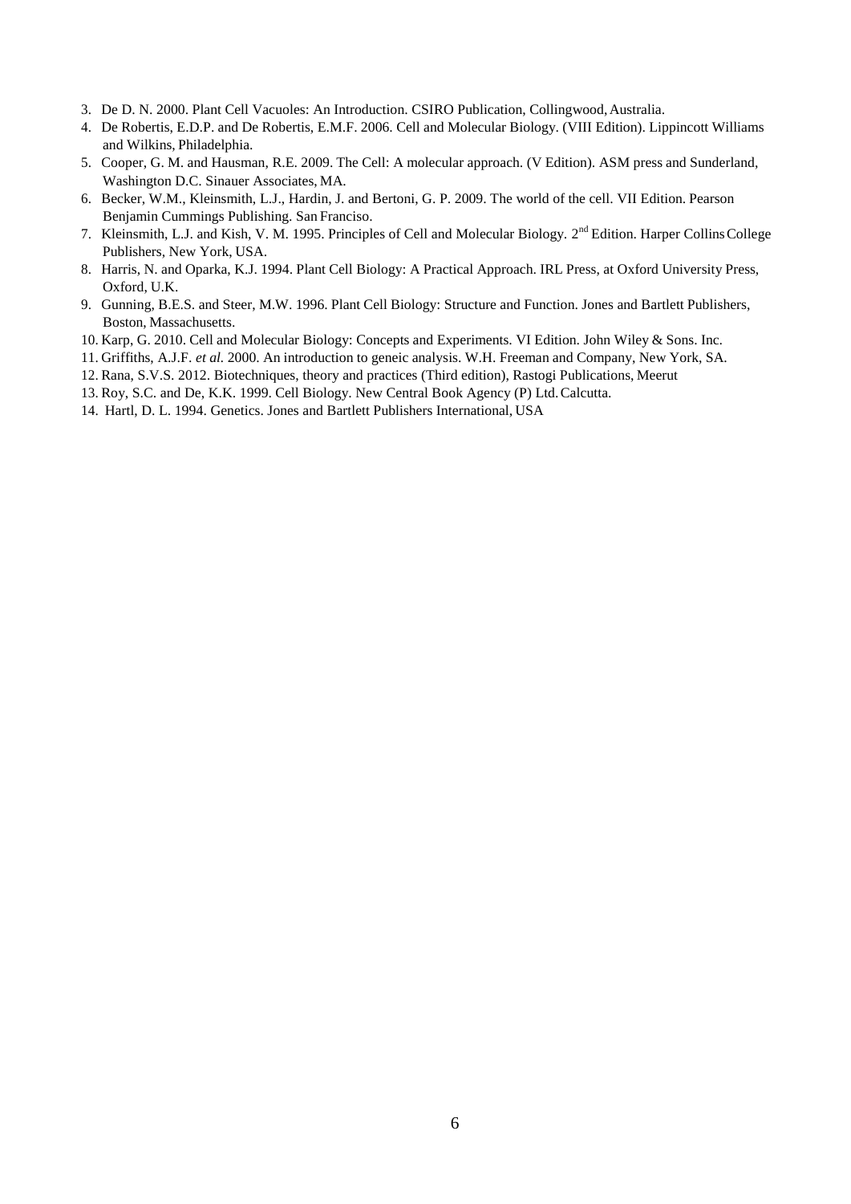3. De D. N. 2000. Plant Cell Vacuoles: An Introduction. CSIRO Publication, Collingwood, Australia.
4. De Robertis, E.D.P. and De Robertis, E.M.F. 2006. Cell and Molecular Biology. (VIII Edition). Lippincott Williams and Wilkins, Philadelphia.
5. Cooper, G. M. and Hausman, R.E. 2009. The Cell: A molecular approach. (V Edition). ASM press and Sunderland, Washington D.C. Sinauer Associates, MA.
6. Becker, W.M., Kleinsmith, L.J., Hardin, J. and Bertoni, G. P. 2009. The world of the cell. VII Edition. Pearson Benjamin Cummings Publishing. San Franciso.
7. Kleinsmith, L.J. and Kish, V. M. 1995. Principles of Cell and Molecular Biology. 2nd Edition. Harper Collins College Publishers, New York, USA.
8. Harris, N. and Oparka, K.J. 1994. Plant Cell Biology: A Practical Approach. IRL Press, at Oxford University Press, Oxford, U.K.
9. Gunning, B.E.S. and Steer, M.W. 1996. Plant Cell Biology: Structure and Function. Jones and Bartlett Publishers, Boston, Massachusetts.
10. Karp, G. 2010. Cell and Molecular Biology: Concepts and Experiments. VI Edition. John Wiley & Sons. Inc.
11. Griffiths, A.J.F. *et al.* 2000. An introduction to geneic analysis. W.H. Freeman and Company, New York, SA.
12. Rana, S.V.S. 2012. Biotechniques, theory and practices (Third edition), Rastogi Publications, Meerut
13. Roy, S.C. and De, K.K. 1999. Cell Biology. New Central Book Agency (P) Ltd. Calcutta.
14. Hartl, D. L. 1994. Genetics. Jones and Bartlett Publishers International, USA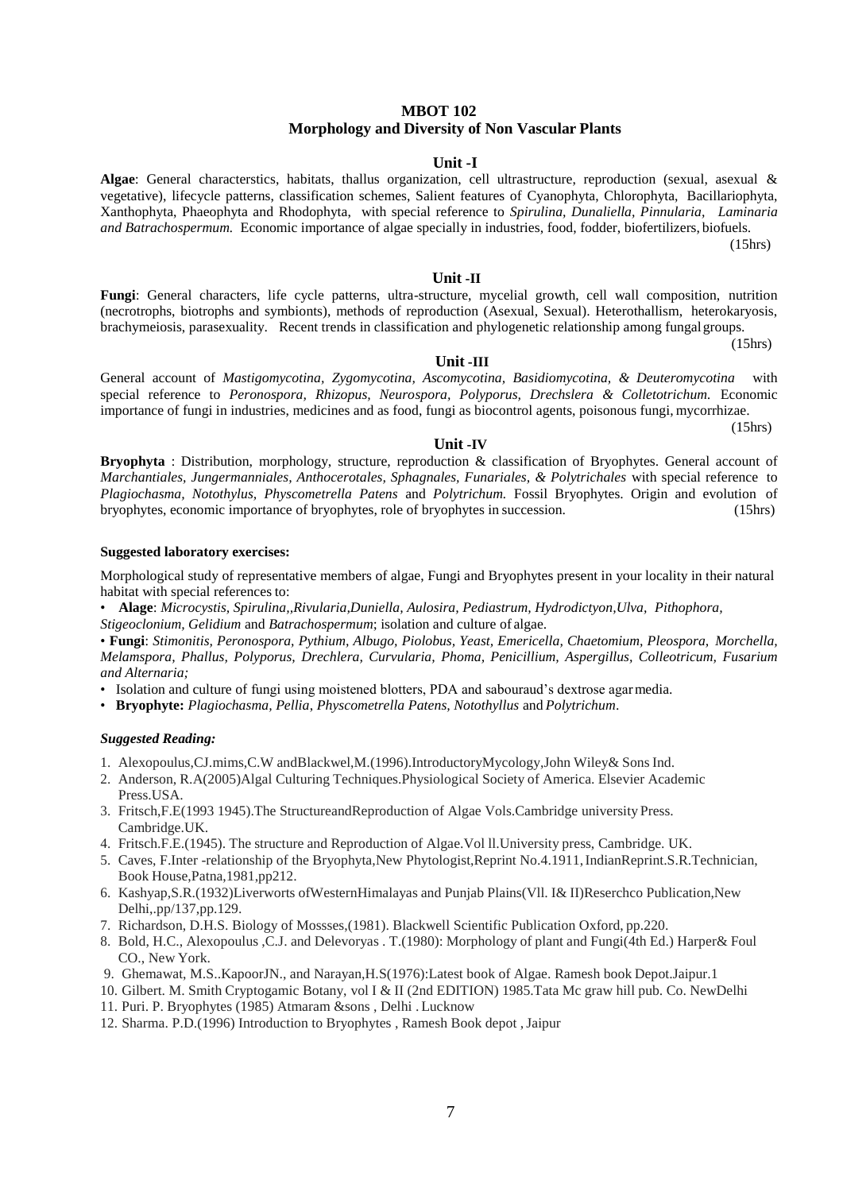## MBOT 102
## Morphology and Diversity of Non Vascular Plants

### Unit -I

**Algae**: General characterstics, habitats, thallus organization, cell ultrastructure, reproduction (sexual, asexual & vegetative), lifecycle patterns, classification schemes, Salient features of Cyanophyta, Chlorophyta, Bacillariophyta, Xanthophyta, Phaeophyta and Rhodophyta, with special reference to *Spirulina, Dunaliella, Pinnularia, Laminaria and Batrachospermum.* Economic importance of algae specially in industries, food, fodder, biofertilizers, biofuels.
(15hrs)

### Unit -II

**Fungi**: General characters, life cycle patterns, ultra-structure, mycelial growth, cell wall composition, nutrition (necrotrophs, biotrophs and symbionts), methods of reproduction (Asexual, Sexual). Heterothallism, heterokaryosis, brachymeiosis, parasexuality. Recent trends in classification and phylogenetic relationship among fungal groups.
(15hrs)

### Unit -III

General account of *Mastigomycotina, Zygomycotina, Ascomycotina, Basidiomycotina, & Deuteromycotina* with special reference to *Peronospora, Rhizopus, Neurospora, Polyporus, Drechslera & Colletotrichum.* Economic importance of fungi in industries, medicines and as food, fungi as biocontrol agents, poisonous fungi, mycorrhizae.
(15hrs)

### Unit -IV

**Bryophyta** : Distribution, morphology, structure, reproduction & classification of Bryophytes. General account of *Marchantiales, Jungermanniales, Anthocerotales, Sphagnales, Funariales, & Polytrichales* with special reference to *Plagiochasma, Notothylus, Physcometrella Patens* and *Polytrichum.* Fossil Bryophytes. Origin and evolution of bryophytes, economic importance of bryophytes, role of bryophytes in succession. (15hrs)

**Suggested laboratory exercises:**

Morphological study of representative members of algae, Fungi and Bryophytes present in your locality in their natural habitat with special references to:

- **Alage**: *Microcystis, Spirulina,,Rivularia,Duniella, Aulosira, Pediastrum, Hydrodictyon,Ulva, Pithophora, Stigeoclonium, Gelidium* and *Batrachospermum*; isolation and culture of algae.
- **Fungi**: *Stimonitis, Peronospora, Pythium, Albugo, Piolobus, Yeast, Emericella, Chaetomium, Pleospora, Morchella, Melamspora, Phallus, Polyporus, Drechlera, Curvularia, Phoma, Penicillium, Aspergillus, Colleotricum, Fusarium and Alternaria;*
- Isolation and culture of fungi using moistened blotters, PDA and sabouraud's dextrose agar media.
- **Bryophyte:** *Plagiochasma, Pellia, Physcometrella Patens, Notothyllus* and *Polytrichum*.

***Suggested Reading:***

1. Alexopoulus,CJ.mims,C.W andBlackwel,M.(1996).IntroductoryMycology,John Wiley& Sons Ind.
2. Anderson, R.A(2005)Algal Culturing Techniques.Physiological Society of America. Elsevier Academic Press.USA.
3. Fritsch,F.E(1993 1945).The StructureandReproduction of Algae Vols.Cambridge university Press. Cambridge.UK.
4. Fritsch.F.E.(1945). The structure and Reproduction of Algae.Vol ll.University press, Cambridge. UK.
5. Caves, F.Inter -relationship of the Bryophyta,New Phytologist,Reprint No.4.1911, IndianReprint.S.R.Technician, Book House,Patna,1981,pp212.
6. Kashyap,S.R.(1932)Liverworts ofWesternHimalayas and Punjab Plains(Vll. I& II)Reserchco Publication,New Delhi,.pp/137,pp.129.
7. Richardson, D.H.S. Biology of Mossses,(1981). Blackwell Scientific Publication Oxford, pp.220.
8. Bold, H.C., Alexopoulus ,C.J. and Delevoryas . T.(1980): Morphology of plant and Fungi(4th Ed.) Harper& Foul CO., New York.
9. Ghemawat, M.S..KapoorJN., and Narayan,H.S(1976):Latest book of Algae. Ramesh book Depot.Jaipur.1
10. Gilbert. M. Smith Cryptogamic Botany, vol I & II (2nd EDITION) 1985.Tata Mc graw hill pub. Co. NewDelhi
11. Puri. P. Bryophytes (1985) Atmaram &sons , Delhi . Lucknow
12. Sharma. P.D.(1996) Introduction to Bryophytes , Ramesh Book depot , Jaipur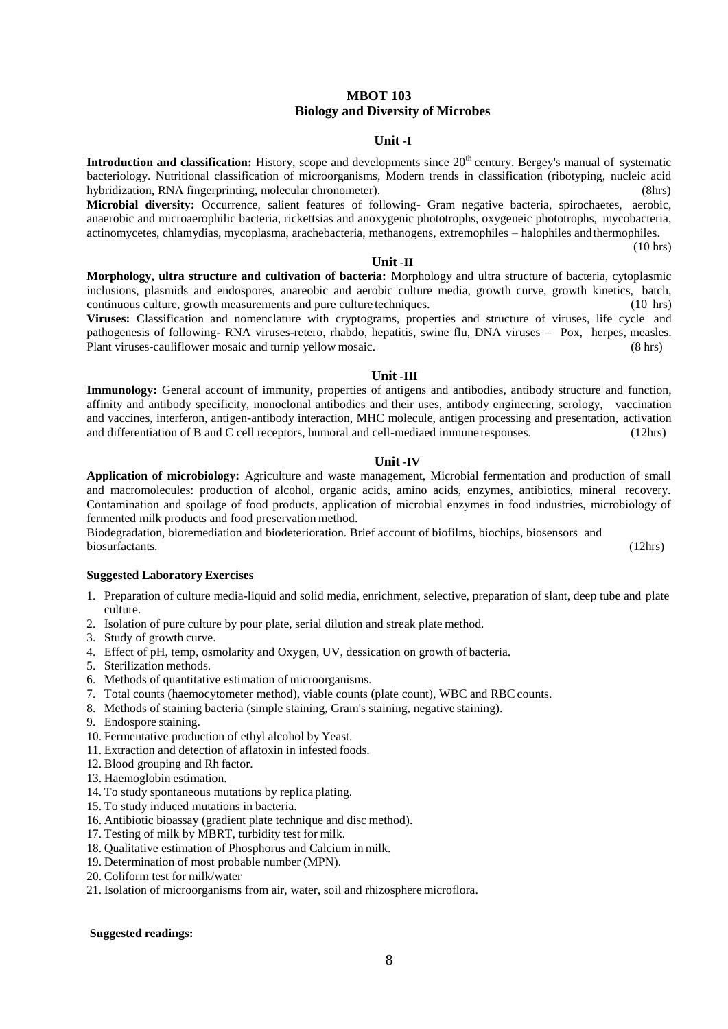# MBOT 103
## Biology and Diversity of Microbes

### Unit -I

**Introduction and classification:** History, scope and developments since $20^{th}$ century. Bergey's manual of systematic bacteriology. Nutritional classification of microorganisms, Modern trends in classification (ribotyping, nucleic acid hybridization, RNA fingerprinting, molecular chronometer). (8hrs)

**Microbial diversity:** Occurrence, salient features of following- Gram negative bacteria, spirochaetes, aerobic, anaerobic and microaerophilic bacteria, rickettsias and anoxygenic phototrophs, oxygeneic phototrophs, mycobacteria, actinomycetes, chlamydias, mycoplasma, arachebacteria, methanogens, extremophiles – halophiles and thermophiles. (10 hrs)

### Unit -II

**Morphology, ultra structure and cultivation of bacteria:** Morphology and ultra structure of bacteria, cytoplasmic inclusions, plasmids and endospores, anareobic and aerobic culture media, growth curve, growth kinetics, batch, continuous culture, growth measurements and pure culture techniques. (10 hrs)

**Viruses:** Classification and nomenclature with cryptograms, properties and structure of viruses, life cycle and pathogenesis of following- RNA viruses-retero, rhabdo, hepatitis, swine flu, DNA viruses – Pox, herpes, measles. Plant viruses-cauliflower mosaic and turnip yellow mosaic. (8 hrs)

### Unit -III

**Immunology:** General account of immunity, properties of antigens and antibodies, antibody structure and function, affinity and antibody specificity, monoclonal antibodies and their uses, antibody engineering, serology, vaccination and vaccines, interferon, antigen-antibody interaction, MHC molecule, antigen processing and presentation, activation and differentiation of B and C cell receptors, humoral and cell-mediaed immune responses. (12hrs)

### Unit -IV

**Application of microbiology:** Agriculture and waste management, Microbial fermentation and production of small and macromolecules: production of alcohol, organic acids, amino acids, enzymes, antibiotics, mineral recovery. Contamination and spoilage of food products, application of microbial enzymes in food industries, microbiology of fermented milk products and food preservation method.

Biodegradation, bioremediation and biodeterioration. Brief account of biofilms, biochips, biosensors and biosurfactants. (12hrs)

#### Suggested Laboratory Exercises

1. Preparation of culture media-liquid and solid media, enrichment, selective, preparation of slant, deep tube and plate culture.
2. Isolation of pure culture by pour plate, serial dilution and streak plate method.
3. Study of growth curve.
4. Effect of pH, temp, osmolarity and Oxygen, UV, dessication on growth of bacteria.
5. Sterilization methods.
6. Methods of quantitative estimation of microorganisms.
7. Total counts (haemocytometer method), viable counts (plate count), WBC and RBC counts.
8. Methods of staining bacteria (simple staining, Gram's staining, negative staining).
9. Endospore staining.
10. Fermentative production of ethyl alcohol by Yeast.
11. Extraction and detection of aflatoxin in infested foods.
12. Blood grouping and Rh factor.
13. Haemoglobin estimation.
14. To study spontaneous mutations by replica plating.
15. To study induced mutations in bacteria.
16. Antibiotic bioassay (gradient plate technique and disc method).
17. Testing of milk by MBRT, turbidity test for milk.
18. Qualitative estimation of Phosphorus and Calcium in milk.
19. Determination of most probable number (MPN).
20. Coliform test for milk/water
21. Isolation of microorganisms from air, water, soil and rhizosphere microflora.

#### Suggested readings: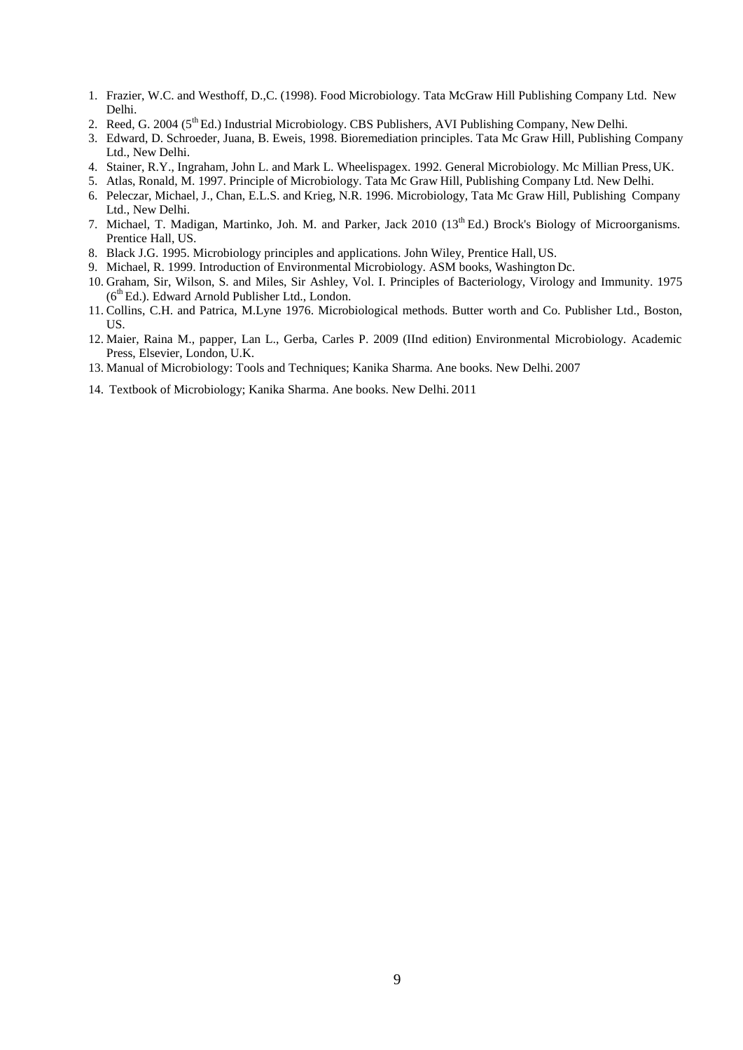1. Frazier, W.C. and Westhoff, D.,C. (1998). Food Microbiology. Tata McGraw Hill Publishing Company Ltd. New Delhi.
2. Reed, G. 2004 (5th Ed.) Industrial Microbiology. CBS Publishers, AVI Publishing Company, New Delhi.
3. Edward, D. Schroeder, Juana, B. Eweis, 1998. Bioremediation principles. Tata Mc Graw Hill, Publishing Company Ltd., New Delhi.
4. Stainer, R.Y., Ingraham, John L. and Mark L. Wheelispagex. 1992. General Microbiology. Mc Millian Press, UK.
5. Atlas, Ronald, M. 1997. Principle of Microbiology. Tata Mc Graw Hill, Publishing Company Ltd. New Delhi.
6. Peleczar, Michael, J., Chan, E.L.S. and Krieg, N.R. 1996. Microbiology, Tata Mc Graw Hill, Publishing Company Ltd., New Delhi.
7. Michael, T. Madigan, Martinko, Joh. M. and Parker, Jack 2010 (13th Ed.) Brock's Biology of Microorganisms. Prentice Hall, US.
8. Black J.G. 1995. Microbiology principles and applications. John Wiley, Prentice Hall, US.
9. Michael, R. 1999. Introduction of Environmental Microbiology. ASM books, Washington Dc.
10. Graham, Sir, Wilson, S. and Miles, Sir Ashley, Vol. I. Principles of Bacteriology, Virology and Immunity. 1975 (6th Ed.). Edward Arnold Publisher Ltd., London.
11. Collins, C.H. and Patrica, M.Lyne 1976. Microbiological methods. Butter worth and Co. Publisher Ltd., Boston, US.
12. Maier, Raina M., papper, Lan L., Gerba, Carles P. 2009 (IInd edition) Environmental Microbiology. Academic Press, Elsevier, London, U.K.
13. Manual of Microbiology: Tools and Techniques; Kanika Sharma. Ane books. New Delhi. 2007
14. Textbook of Microbiology; Kanika Sharma. Ane books. New Delhi. 2011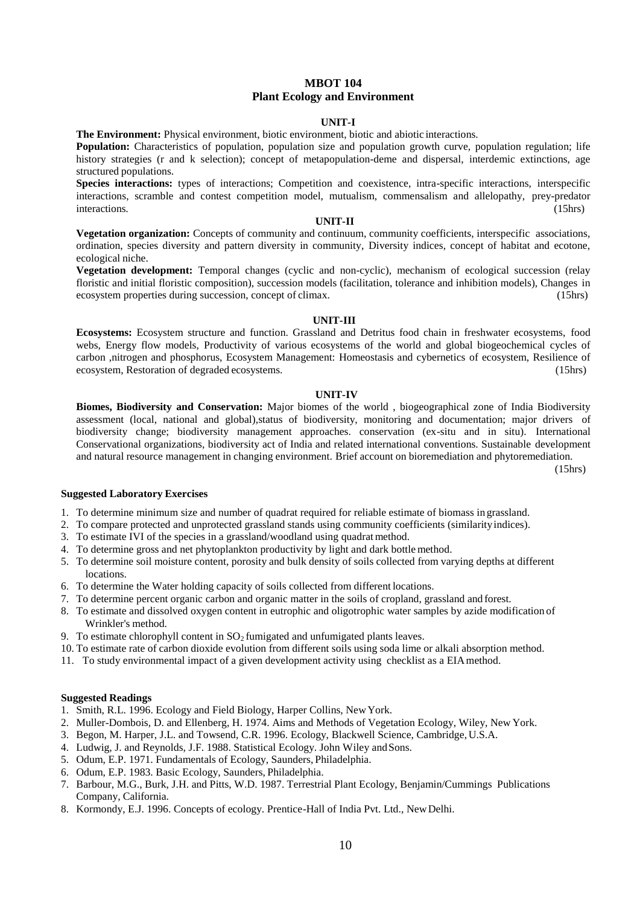# MBOT 104
## Plant Ecology and Environment

### UNIT-I

**The Environment:** Physical environment, biotic environment, biotic and abiotic interactions.

**Population:** Characteristics of population, population size and population growth curve, population regulation; life history strategies (r and k selection); concept of metapopulation-deme and dispersal, interdemic extinctions, age structured populations.

**Species interactions:** types of interactions; Competition and coexistence, intra-specific interactions, interspecific interactions, scramble and contest competition model, mutualism, commensalism and allelopathy, prey-predator interactions. (15hrs)

### UNIT-II

**Vegetation organization:** Concepts of community and continuum, community coefficients, interspecific associations, ordination, species diversity and pattern diversity in community, Diversity indices, concept of habitat and ecotone, ecological niche.

**Vegetation development:** Temporal changes (cyclic and non-cyclic), mechanism of ecological succession (relay floristic and initial floristic composition), succession models (facilitation, tolerance and inhibition models), Changes in ecosystem properties during succession, concept of climax. (15hrs)

### UNIT-III

**Ecosystems:** Ecosystem structure and function. Grassland and Detritus food chain in freshwater ecosystems, food webs, Energy flow models, Productivity of various ecosystems of the world and global biogeochemical cycles of carbon ,nitrogen and phosphorus, Ecosystem Management: Homeostasis and cybernetics of ecosystem, Resilience of ecosystem, Restoration of degraded ecosystems. (15hrs)

### UNIT-IV

**Biomes, Biodiversity and Conservation:** Major biomes of the world , biogeographical zone of India Biodiversity assessment (local, national and global),status of biodiversity, monitoring and documentation; major drivers of biodiversity change; biodiversity management approaches. conservation (ex-situ and in situ). International Conservational organizations, biodiversity act of India and related international conventions. Sustainable development and natural resource management in changing environment. Brief account on bioremediation and phytoremediation. (15hrs)

#### Suggested Laboratory Exercises

1. To determine minimum size and number of quadrat required for reliable estimate of biomass in grassland.
2. To compare protected and unprotected grassland stands using community coefficients (similarity indices).
3. To estimate IVI of the species in a grassland/woodland using quadrat method.
4. To determine gross and net phytoplankton productivity by light and dark bottle method.
5. To determine soil moisture content, porosity and bulk density of soils collected from varying depths at different locations.
6. To determine the Water holding capacity of soils collected from different locations.
7. To determine percent organic carbon and organic matter in the soils of cropland, grassland and forest.
8. To estimate and dissolved oxygen content in eutrophic and oligotrophic water samples by azide modification of Wrinkler's method.
9. To estimate chlorophyll content in $SO_2$ fumigated and unfumigated plants leaves.
10. To estimate rate of carbon dioxide evolution from different soils using soda lime or alkali absorption method.
11. To study environmental impact of a given development activity using checklist as a EIA method.

#### Suggested Readings

1. Smith, R.L. 1996. Ecology and Field Biology, Harper Collins, New York.
2. Muller-Dombois, D. and Ellenberg, H. 1974. Aims and Methods of Vegetation Ecology, Wiley, New York.
3. Begon, M. Harper, J.L. and Towsend, C.R. 1996. Ecology, Blackwell Science, Cambridge, U.S.A.
4. Ludwig, J. and Reynolds, J.F. 1988. Statistical Ecology. John Wiley and Sons.
5. Odum, E.P. 1971. Fundamentals of Ecology, Saunders, Philadelphia.
6. Odum, E.P. 1983. Basic Ecology, Saunders, Philadelphia.
7. Barbour, M.G., Burk, J.H. and Pitts, W.D. 1987. Terrestrial Plant Ecology, Benjamin/Cummings Publications Company, California.
8. Kormondy, E.J. 1996. Concepts of ecology. Prentice-Hall of India Pvt. Ltd., New Delhi.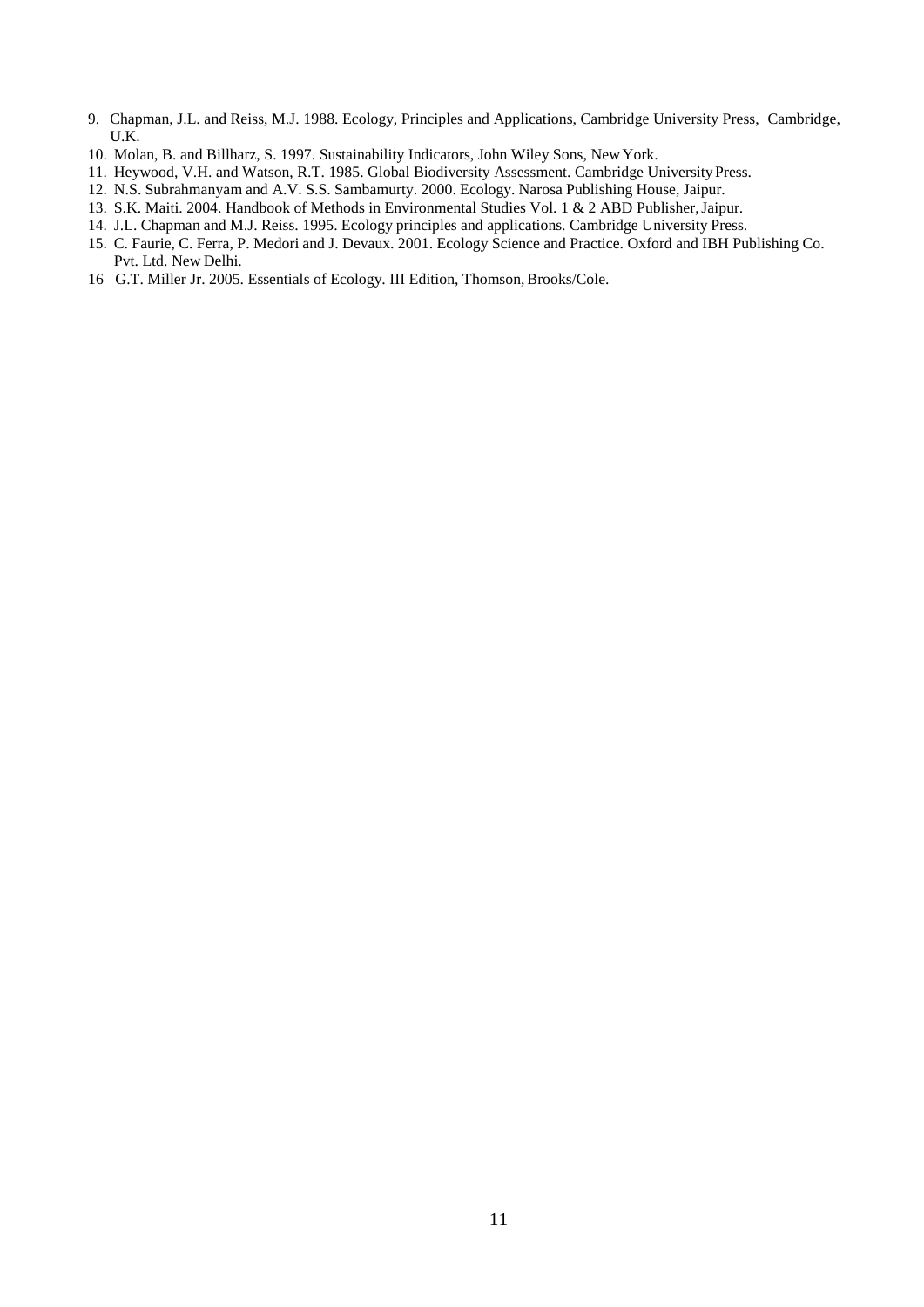9. Chapman, J.L. and Reiss, M.J. 1988. Ecology, Principles and Applications, Cambridge University Press, Cambridge, U.K.
10. Molan, B. and Billharz, S. 1997. Sustainability Indicators, John Wiley Sons, New York.
11. Heywood, V.H. and Watson, R.T. 1985. Global Biodiversity Assessment. Cambridge University Press.
12. N.S. Subrahmanyam and A.V. S.S. Sambamurty. 2000. Ecology. Narosa Publishing House, Jaipur.
13. S.K. Maiti. 2004. Handbook of Methods in Environmental Studies Vol. 1 & 2 ABD Publisher, Jaipur.
14. J.L. Chapman and M.J. Reiss. 1995. Ecology principles and applications. Cambridge University Press.
15. C. Faurie, C. Ferra, P. Medori and J. Devaux. 2001. Ecology Science and Practice. Oxford and IBH Publishing Co. Pvt. Ltd. New Delhi.
16. G.T. Miller Jr. 2005. Essentials of Ecology. III Edition, Thomson, Brooks/Cole.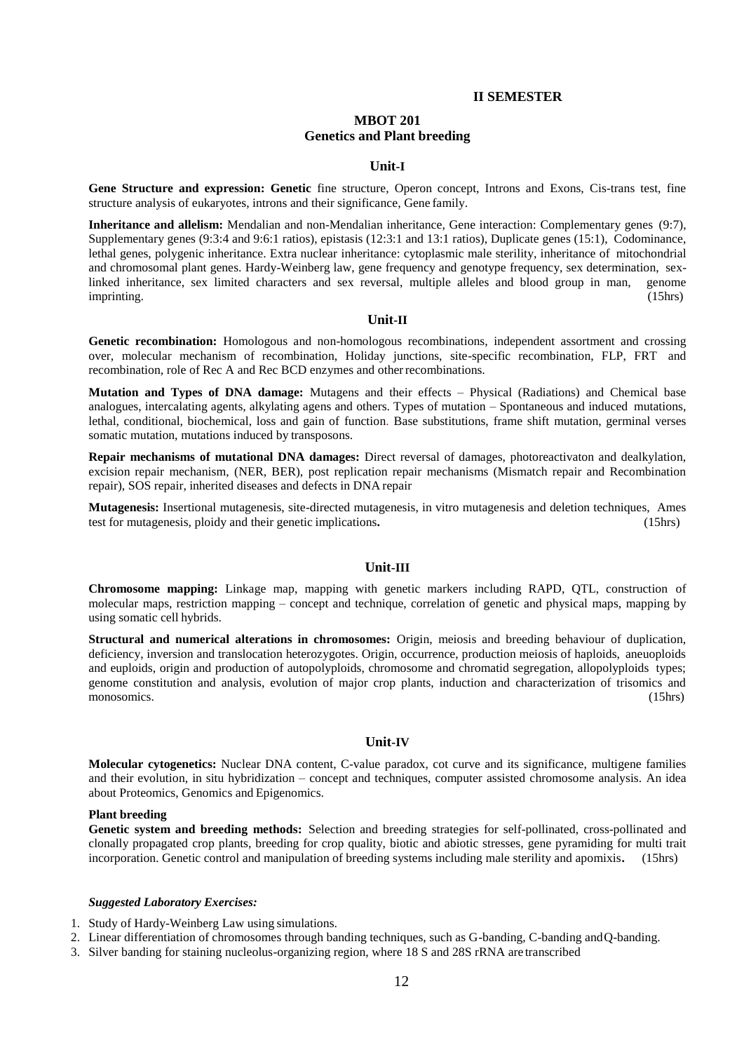## II SEMESTER

### MBOT 201
### Genetics and Plant breeding

#### Unit-I

**Gene Structure and expression: Genetic** fine structure, Operon concept, Introns and Exons, Cis-trans test, fine structure analysis of eukaryotes, introns and their significance, Gene family.

**Inheritance and allelism:** Mendalian and non-Mendalian inheritance, Gene interaction: Complementary genes (9:7), Supplementary genes (9:3:4 and 9:6:1 ratios), epistasis (12:3:1 and 13:1 ratios), Duplicate genes (15:1), Codominance, lethal genes, polygenic inheritance. Extra nuclear inheritance: cytoplasmic male sterility, inheritance of mitochondrial and chromosomal plant genes. Hardy-Weinberg law, gene frequency and genotype frequency, sex determination, sex-linked inheritance, sex limited characters and sex reversal, multiple alleles and blood group in man, genome imprinting. (15hrs)

#### Unit-II

**Genetic recombination:** Homologous and non-homologous recombinations, independent assortment and crossing over, molecular mechanism of recombination, Holiday junctions, site-specific recombination, FLP, FRT and recombination, role of Rec A and Rec BCD enzymes and other recombinations.

**Mutation and Types of DNA damage:** Mutagens and their effects – Physical (Radiations) and Chemical base analogues, intercalating agents, alkylating agens and others. Types of mutation – Spontaneous and induced mutations, lethal, conditional, biochemical, loss and gain of function. Base substitutions, frame shift mutation, germinal verses somatic mutation, mutations induced by transposons.

**Repair mechanisms of mutational DNA damages:** Direct reversal of damages, photoreactivaton and dealkylation, excision repair mechanism, (NER, BER), post replication repair mechanisms (Mismatch repair and Recombination repair), SOS repair, inherited diseases and defects in DNA repair

**Mutagenesis:** Insertional mutagenesis, site-directed mutagenesis, in vitro mutagenesis and deletion techniques, Ames test for mutagenesis, ploidy and their genetic implications**.** (15hrs)

#### Unit-III

**Chromosome mapping:** Linkage map, mapping with genetic markers including RAPD, QTL, construction of molecular maps, restriction mapping – concept and technique, correlation of genetic and physical maps, mapping by using somatic cell hybrids.

**Structural and numerical alterations in chromosomes:** Origin, meiosis and breeding behaviour of duplication, deficiency, inversion and translocation heterozygotes. Origin, occurrence, production meiosis of haploids, aneuoploids and euploids, origin and production of autopolyploids, chromosome and chromatid segregation, allopolyploids types; genome constitution and analysis, evolution of major crop plants, induction and characterization of trisomics and monosomics. (15hrs)

#### Unit-IV

**Molecular cytogenetics:** Nuclear DNA content, C-value paradox, cot curve and its significance, multigene families and their evolution, in situ hybridization – concept and techniques, computer assisted chromosome analysis. An idea about Proteomics, Genomics and Epigenomics.

**Plant breeding**

**Genetic system and breeding methods:** Selection and breeding strategies for self-pollinated, cross-pollinated and clonally propagated crop plants, breeding for crop quality, biotic and abiotic stresses, gene pyramiding for multi trait incorporation. Genetic control and manipulation of breeding systems including male sterility and apomixis**.** (15hrs)

***Suggested Laboratory Exercises:***

1. Study of Hardy-Weinberg Law using simulations.
2. Linear differentiation of chromosomes through banding techniques, such as G-banding, C-banding and Q-banding.
3. Silver banding for staining nucleolus-organizing region, where 18 S and 28S rRNA are transcribed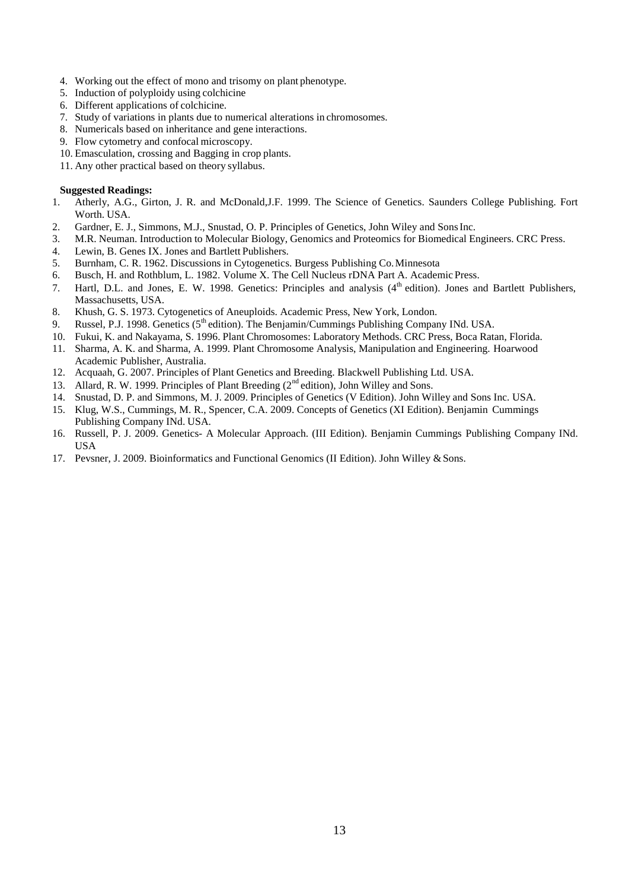4. Working out the effect of mono and trisomy on plant phenotype.
5. Induction of polyploidy using colchicine
6. Different applications of colchicine.
7. Study of variations in plants due to numerical alterations in chromosomes.
8. Numericals based on inheritance and gene interactions.
9. Flow cytometry and confocal microscopy.
10. Emasculation, crossing and Bagging in crop plants.
11. Any other practical based on theory syllabus.

**Suggested Readings:**

1. Atherly, A.G., Girton, J. R. and McDonald,J.F. 1999. The Science of Genetics. Saunders College Publishing. Fort Worth. USA.
2. Gardner, E. J., Simmons, M.J., Snustad, O. P. Principles of Genetics, John Wiley and Sons Inc.
3. M.R. Neuman. Introduction to Molecular Biology, Genomics and Proteomics for Biomedical Engineers. CRC Press.
4. Lewin, B. Genes IX. Jones and Bartlett Publishers.
5. Burnham, C. R. 1962. Discussions in Cytogenetics. Burgess Publishing Co. Minnesota
6. Busch, H. and Rothblum, L. 1982. Volume X. The Cell Nucleus rDNA Part A. Academic Press.
7. Hartl, D.L. and Jones, E. W. 1998. Genetics: Principles and analysis (4th edition). Jones and Bartlett Publishers, Massachusetts, USA.
8. Khush, G. S. 1973. Cytogenetics of Aneuploids. Academic Press, New York, London.
9. Russel, P.J. 1998. Genetics (5th edition). The Benjamin/Cummings Publishing Company INd. USA.
10. Fukui, K. and Nakayama, S. 1996. Plant Chromosomes: Laboratory Methods. CRC Press, Boca Ratan, Florida.
11. Sharma, A. K. and Sharma, A. 1999. Plant Chromosome Analysis, Manipulation and Engineering. Hoarwood Academic Publisher, Australia.
12. Acquaah, G. 2007. Principles of Plant Genetics and Breeding. Blackwell Publishing Ltd. USA.
13. Allard, R. W. 1999. Principles of Plant Breeding (2nd edition), John Willey and Sons.
14. Snustad, D. P. and Simmons, M. J. 2009. Principles of Genetics (V Edition). John Willey and Sons Inc. USA.
15. Klug, W.S., Cummings, M. R., Spencer, C.A. 2009. Concepts of Genetics (XI Edition). Benjamin Cummings Publishing Company INd. USA.
16. Russell, P. J. 2009. Genetics- A Molecular Approach. (III Edition). Benjamin Cummings Publishing Company INd. USA
17. Pevsner, J. 2009. Bioinformatics and Functional Genomics (II Edition). John Willey & Sons.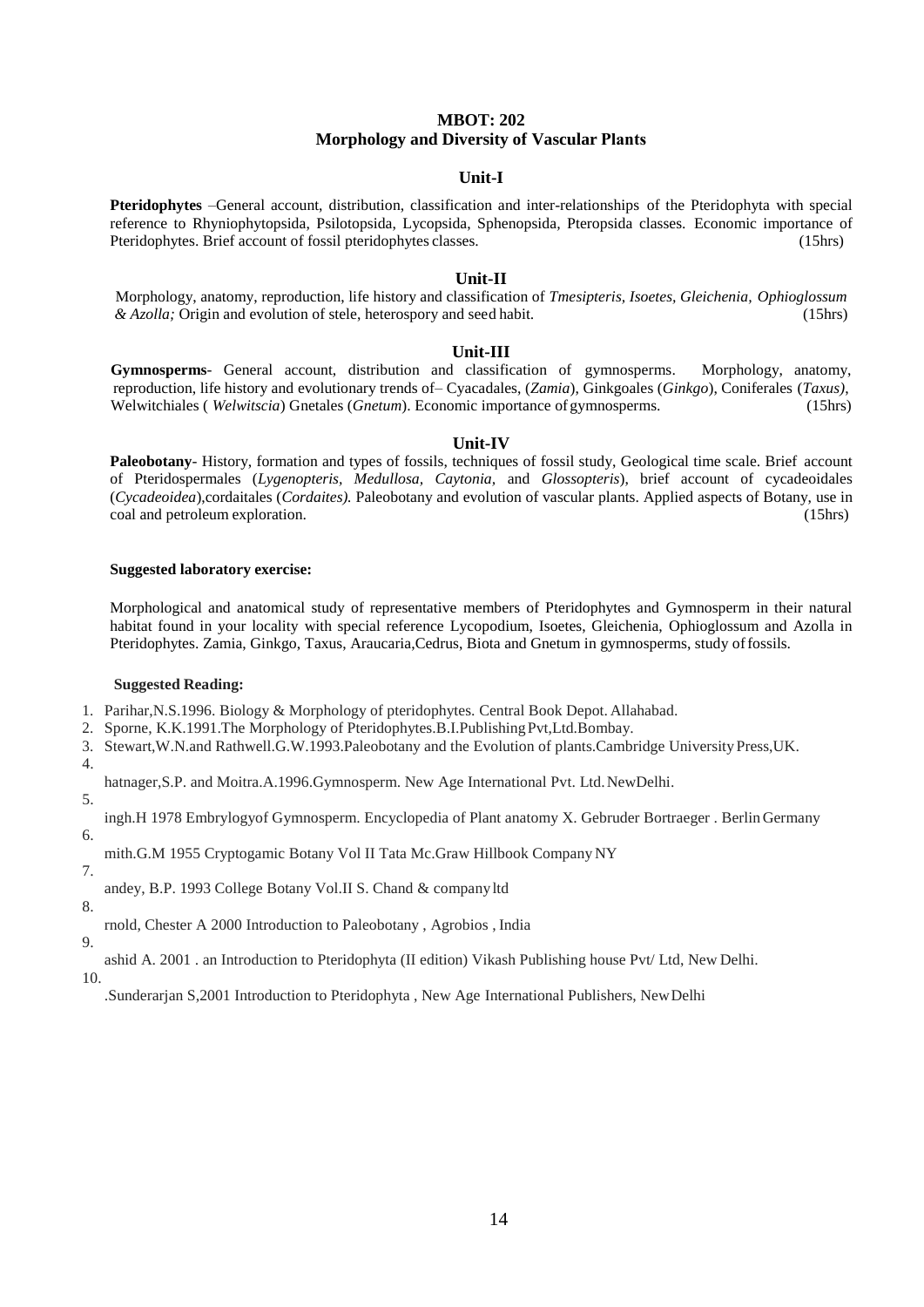# MBOT: 202
## Morphology and Diversity of Vascular Plants

### Unit-I

**Pteridophytes** –General account, distribution, classification and inter-relationships of the Pteridophyta with special reference to Rhyniophytopsida, Psilotopsida, Lycopsida, Sphenopsida, Pteropsida classes. Economic importance of Pteridophytes. Brief account of fossil pteridophytes classes. (15hrs)

### Unit-II

Morphology, anatomy, reproduction, life history and classification of *Tmesipteris, Isoetes, Gleichenia, Ophioglossum & Azolla;* Origin and evolution of stele, heterospory and seed habit. (15hrs)

### Unit-III

**Gymnosperms**- General account, distribution and classification of gymnosperms. Morphology, anatomy, reproduction, life history and evolutionary trends of– Cyacadales, (*Zamia*), Ginkgoales (*Ginkgo*), Coniferales (*Taxus)*, Welwitchiales ( *Welwitscia*) Gnetales (*Gnetum*). Economic importance of gymnosperms. (15hrs)

### Unit-IV

**Paleobotany**- History, formation and types of fossils, techniques of fossil study, Geological time scale. Brief account of Pteridospermales (*Lygenopteris, Medullosa, Caytonia,* and *Glossopteris*), brief account of cycadeoidales (*Cycadeoidea*),cordaitales (*Cordaites).* Paleobotany and evolution of vascular plants. Applied aspects of Botany, use in coal and petroleum exploration. (15hrs)

**Suggested laboratory exercise:**

Morphological and anatomical study of representative members of Pteridophytes and Gymnosperm in their natural habitat found in your locality with special reference Lycopodium, Isoetes, Gleichenia, Ophioglossum and Azolla in Pteridophytes. Zamia, Ginkgo, Taxus, Araucaria,Cedrus, Biota and Gnetum in gymnosperms, study of fossils.

**Suggested Reading:**

1. Parihar,N.S.1996. Biology & Morphology of pteridophytes. Central Book Depot. Allahabad.
2. Sporne, K.K.1991.The Morphology of Pteridophytes.B.I.Publishing Pvt,Ltd.Bombay.
3. Stewart,W.N.and Rathwell.G.W.1993.Paleobotany and the Evolution of plants.Cambridge University Press,UK.
4. hatnager,S.P. and Moitra.A.1996.Gymnosperm. New Age International Pvt. Ltd. NewDelhi.
5. ingh.H 1978 Embrylogyof Gymnosperm. Encyclopedia of Plant anatomy X. Gebruder Bortraeger . Berlin Germany
6. mith.G.M 1955 Cryptogamic Botany Vol II Tata Mc.Graw Hillbook Company NY
7. andey, B.P. 1993 College Botany Vol.II S. Chand & company ltd
8. rnold, Chester A 2000 Introduction to Paleobotany , Agrobios , India
9. ashid A. 2001 . an Introduction to Pteridophyta (II edition) Vikash Publishing house Pvt/ Ltd, New Delhi.
10. .Sunderarjan S,2001 Introduction to Pteridophyta , New Age International Publishers, NewDelhi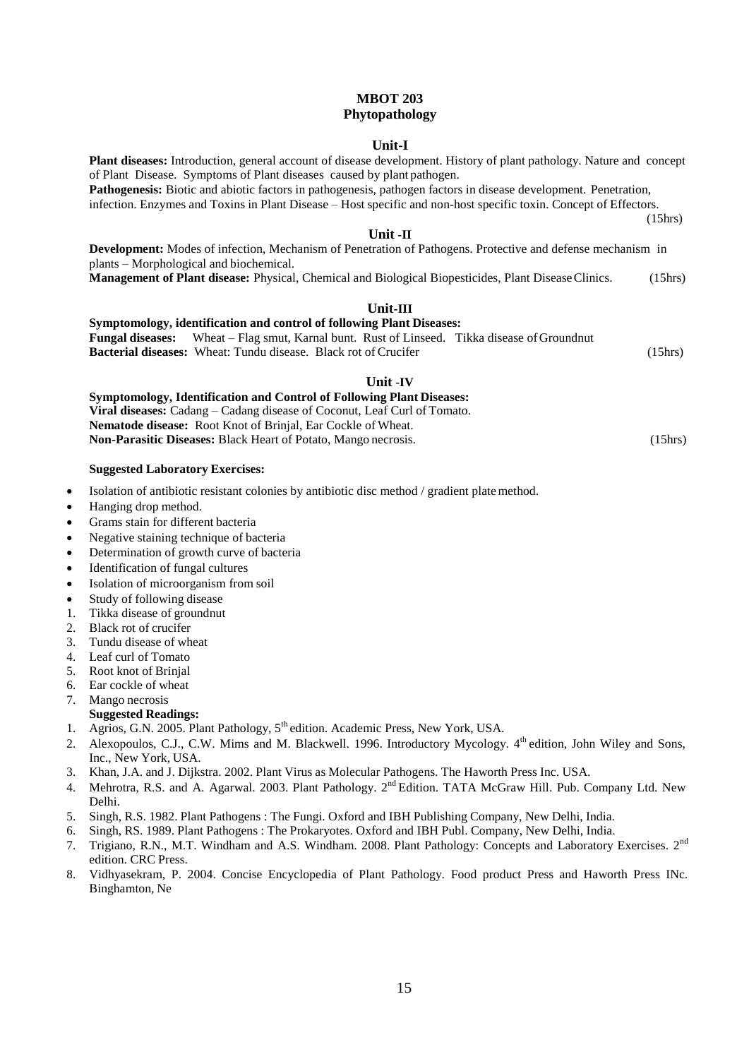# MBOT 203
## Phytopathology

### Unit-I

**Plant diseases:** Introduction, general account of disease development. History of plant pathology. Nature and concept of Plant Disease. Symptoms of Plant diseases caused by plant pathogen.
**Pathogenesis:** Biotic and abiotic factors in pathogenesis, pathogen factors in disease development. Penetration, infection. Enzymes and Toxins in Plant Disease – Host specific and non-host specific toxin. Concept of Effectors.
(15hrs)

### Unit -II

**Development:** Modes of infection, Mechanism of Penetration of Pathogens. Protective and defense mechanism in plants – Morphological and biochemical.
**Management of Plant disease:** Physical, Chemical and Biological Biopesticides, Plant Disease Clinics. (15hrs)

### Unit-III

**Symptomology, identification and control of following Plant Diseases:**
**Fungal diseases:** Wheat – Flag smut, Karnal bunt. Rust of Linseed. Tikka disease of Groundnut
**Bacterial diseases:** Wheat: Tundu disease. Black rot of Crucifer (15hrs)

### Unit -IV

**Symptomology, Identification and Control of Following Plant Diseases:**
**Viral diseases:** Cadang – Cadang disease of Coconut, Leaf Curl of Tomato.
**Nematode disease:** Root Knot of Brinjal, Ear Cockle of Wheat.
**Non-Parasitic Diseases:** Black Heart of Potato, Mango necrosis. (15hrs)

**Suggested Laboratory Exercises:**

- Isolation of antibiotic resistant colonies by antibiotic disc method / gradient plate method.
- Hanging drop method.
- Grams stain for different bacteria
- Negative staining technique of bacteria
- Determination of growth curve of bacteria
- Identification of fungal cultures
- Isolation of microorganism from soil
- Study of following disease

1. Tikka disease of groundnut
2. Black rot of crucifer
3. Tundu disease of wheat
4. Leaf curl of Tomato
5. Root knot of Brinjal
6. Ear cockle of wheat
7. Mango necrosis

**Suggested Readings:**

1. Agrios, G.N. 2005. Plant Pathology, 5th edition. Academic Press, New York, USA.
2. Alexopoulos, C.J., C.W. Mims and M. Blackwell. 1996. Introductory Mycology. 4th edition, John Wiley and Sons, Inc., New York, USA.
3. Khan, J.A. and J. Dijkstra. 2002. Plant Virus as Molecular Pathogens. The Haworth Press Inc. USA.
4. Mehrotra, R.S. and A. Agarwal. 2003. Plant Pathology. 2nd Edition. TATA McGraw Hill. Pub. Company Ltd. New Delhi.
5. Singh, R.S. 1982. Plant Pathogens : The Fungi. Oxford and IBH Publishing Company, New Delhi, India.
6. Singh, RS. 1989. Plant Pathogens : The Prokaryotes. Oxford and IBH Publ. Company, New Delhi, India.
7. Trigiano, R.N., M.T. Windham and A.S. Windham. 2008. Plant Pathology: Concepts and Laboratory Exercises. 2nd edition. CRC Press.
8. Vidhyasekram, P. 2004. Concise Encyclopedia of Plant Pathology. Food product Press and Haworth Press INc. Binghamton, Ne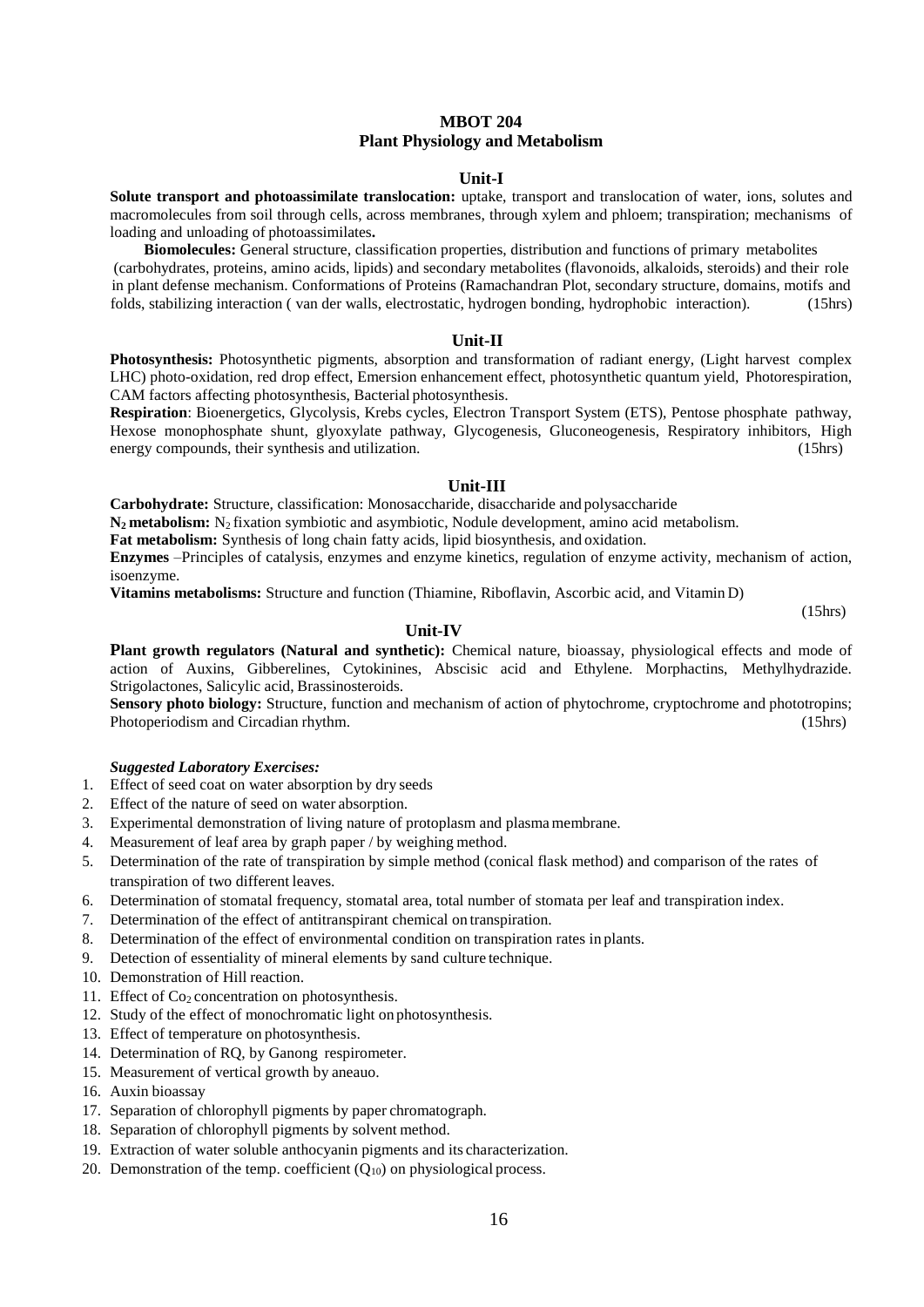# MBOT 204
## Plant Physiology and Metabolism

### Unit-I

**Solute transport and photoassimilate translocation:** uptake, transport and translocation of water, ions, solutes and macromolecules from soil through cells, across membranes, through xylem and phloem; transpiration; mechanisms of loading and unloading of photoassimilates**.**

**Biomolecules:** General structure, classification properties, distribution and functions of primary metabolites (carbohydrates, proteins, amino acids, lipids) and secondary metabolites (flavonoids, alkaloids, steroids) and their role in plant defense mechanism. Conformations of Proteins (Ramachandran Plot, secondary structure, domains, motifs and folds, stabilizing interaction ( van der walls, electrostatic, hydrogen bonding, hydrophobic interaction). (15hrs)

### Unit-II

**Photosynthesis:** Photosynthetic pigments, absorption and transformation of radiant energy, (Light harvest complex LHC) photo-oxidation, red drop effect, Emersion enhancement effect, photosynthetic quantum yield, Photorespiration, CAM factors affecting photosynthesis, Bacterial photosynthesis.

**Respiration**: Bioenergetics, Glycolysis, Krebs cycles, Electron Transport System (ETS), Pentose phosphate pathway, Hexose monophosphate shunt, glyoxylate pathway, Glycogenesis, Gluconeogenesis, Respiratory inhibitors, High energy compounds, their synthesis and utilization. (15hrs)

### Unit-III

**Carbohydrate:** Structure, classification: Monosaccharide, disaccharide and polysaccharide

**$N_2$ metabolism:** $N_2$ fixation symbiotic and asymbiotic, Nodule development, amino acid metabolism.

**Fat metabolism:** Synthesis of long chain fatty acids, lipid biosynthesis, and oxidation.

**Enzymes** –Principles of catalysis, enzymes and enzyme kinetics, regulation of enzyme activity, mechanism of action, isoenzyme.

**Vitamins metabolisms:** Structure and function (Thiamine, Riboflavin, Ascorbic acid, and Vitamin D)

(15hrs)

### Unit-IV

**Plant growth regulators (Natural and synthetic):** Chemical nature, bioassay, physiological effects and mode of action of Auxins, Gibberelines, Cytokinines, Abscisic acid and Ethylene. Morphactins, Methylhydrazide. Strigolactones, Salicylic acid, Brassinosteroids.

**Sensory photo biology:** Structure, function and mechanism of action of phytochrome, cryptochrome and phototropins; Photoperiodism and Circadian rhythm. (15hrs)

***Suggested Laboratory Exercises:***

1. Effect of seed coat on water absorption by dry seeds
2. Effect of the nature of seed on water absorption.
3. Experimental demonstration of living nature of protoplasm and plasma membrane.
4. Measurement of leaf area by graph paper / by weighing method.
5. Determination of the rate of transpiration by simple method (conical flask method) and comparison of the rates of transpiration of two different leaves.
6. Determination of stomatal frequency, stomatal area, total number of stomata per leaf and transpiration index.
7. Determination of the effect of antitranspirant chemical on transpiration.
8. Determination of the effect of environmental condition on transpiration rates in plants.
9. Detection of essentiality of mineral elements by sand culture technique.
10. Demonstration of Hill reaction.
11. Effect of $Co_2$ concentration on photosynthesis.
12. Study of the effect of monochromatic light on photosynthesis.
13. Effect of temperature on photosynthesis.
14. Determination of RQ, by Ganong respirometer.
15. Measurement of vertical growth by aneauo.
16. Auxin bioassay
17. Separation of chlorophyll pigments by paper chromatograph.
18. Separation of chlorophyll pigments by solvent method.
19. Extraction of water soluble anthocyanin pigments and its characterization.
20. Demonstration of the temp. coefficient ($Q_{10}$) on physiological process.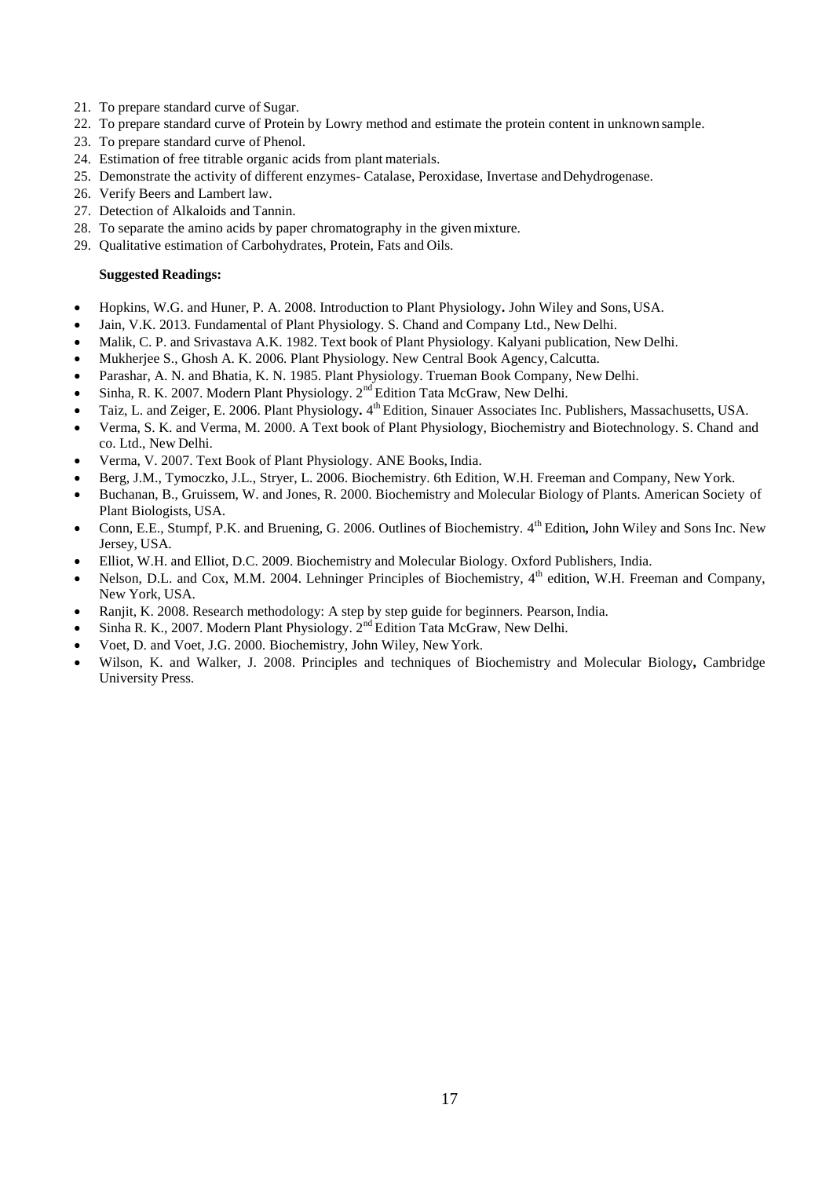21. To prepare standard curve of Sugar.
22. To prepare standard curve of Protein by Lowry method and estimate the protein content in unknown sample.
23. To prepare standard curve of Phenol.
24. Estimation of free titrable organic acids from plant materials.
25. Demonstrate the activity of different enzymes- Catalase, Peroxidase, Invertase and Dehydrogenase.
26. Verify Beers and Lambert law.
27. Detection of Alkaloids and Tannin.
28. To separate the amino acids by paper chromatography in the given mixture.
29. Qualitative estimation of Carbohydrates, Protein, Fats and Oils.

**Suggested Readings:**

- Hopkins, W.G. and Huner, P. A. 2008. Introduction to Plant Physiology**.** John Wiley and Sons, USA.
- Jain, V.K. 2013. Fundamental of Plant Physiology. S. Chand and Company Ltd., New Delhi.
- Malik, C. P. and Srivastava A.K. 1982. Text book of Plant Physiology. Kalyani publication, New Delhi.
- Mukherjee S., Ghosh A. K. 2006. Plant Physiology. New Central Book Agency, Calcutta.
- Parashar, A. N. and Bhatia, K. N. 1985. Plant Physiology. Trueman Book Company, New Delhi.
- Sinha, R. K. 2007. Modern Plant Physiology. 2nd Edition Tata McGraw, New Delhi.
- Taiz, L. and Zeiger, E. 2006. Plant Physiology**.** 4th Edition, Sinauer Associates Inc. Publishers, Massachusetts, USA.
- Verma, S. K. and Verma, M. 2000. A Text book of Plant Physiology, Biochemistry and Biotechnology. S. Chand and co. Ltd., New Delhi.
- Verma, V. 2007. Text Book of Plant Physiology. ANE Books, India.
- Berg, J.M., Tymoczko, J.L., Stryer, L. 2006. Biochemistry. 6th Edition, W.H. Freeman and Company, New York.
- Buchanan, B., Gruissem, W. and Jones, R. 2000. Biochemistry and Molecular Biology of Plants. American Society of Plant Biologists, USA.
- Conn, E.E., Stumpf, P.K. and Bruening, G. 2006. Outlines of Biochemistry. 4th Edition**,** John Wiley and Sons Inc. New Jersey, USA.
- Elliot, W.H. and Elliot, D.C. 2009. Biochemistry and Molecular Biology. Oxford Publishers, India.
- Nelson, D.L. and Cox, M.M. 2004. Lehninger Principles of Biochemistry, 4th edition, W.H. Freeman and Company, New York, USA.
- Ranjit, K. 2008. Research methodology: A step by step guide for beginners. Pearson, India.
- Sinha R. K., 2007. Modern Plant Physiology. 2nd Edition Tata McGraw, New Delhi.
- Voet, D. and Voet, J.G. 2000. Biochemistry, John Wiley, New York.
- Wilson, K. and Walker, J. 2008. Principles and techniques of Biochemistry and Molecular Biology**,** Cambridge University Press.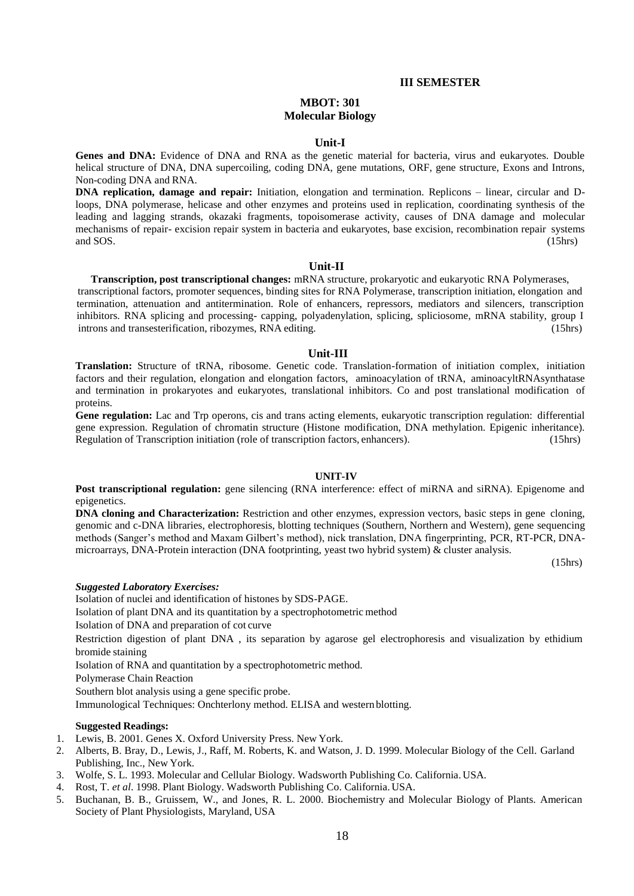## III SEMESTER

# MBOT: 301
# Molecular Biology

### Unit-I

**Genes and DNA:** Evidence of DNA and RNA as the genetic material for bacteria, virus and eukaryotes. Double helical structure of DNA, DNA supercoiling, coding DNA, gene mutations, ORF, gene structure, Exons and Introns, Non-coding DNA and RNA.

**DNA replication, damage and repair:** Initiation, elongation and termination. Replicons – linear, circular and D-loops, DNA polymerase, helicase and other enzymes and proteins used in replication, coordinating synthesis of the leading and lagging strands, okazaki fragments, topoisomerase activity, causes of DNA damage and molecular mechanisms of repair- excision repair system in bacteria and eukaryotes, base excision, recombination repair systems and SOS. (15hrs)

### Unit-II

**Transcription, post transcriptional changes:** mRNA structure, prokaryotic and eukaryotic RNA Polymerases, transcriptional factors, promoter sequences, binding sites for RNA Polymerase, transcription initiation, elongation and termination, attenuation and antitermination. Role of enhancers, repressors, mediators and silencers, transcription inhibitors. RNA splicing and processing- capping, polyadenylation, splicing, spliciosome, mRNA stability, group I introns and transesterification, ribozymes, RNA editing. (15hrs)

### Unit-III

**Translation:** Structure of tRNA, ribosome. Genetic code. Translation-formation of initiation complex, initiation factors and their regulation, elongation and elongation factors, aminoacylation of tRNA, aminoacyltRNAsynthatase and termination in prokaryotes and eukaryotes, translational inhibitors. Co and post translational modification of proteins.

**Gene regulation:** Lac and Trp operons, cis and trans acting elements, eukaryotic transcription regulation: differential gene expression. Regulation of chromatin structure (Histone modification, DNA methylation. Epigenic inheritance). Regulation of Transcription initiation (role of transcription factors, enhancers). (15hrs)

### UNIT-IV

**Post transcriptional regulation:** gene silencing (RNA interference: effect of miRNA and siRNA). Epigenome and epigenetics.

**DNA cloning and Characterization:** Restriction and other enzymes, expression vectors, basic steps in gene cloning, genomic and c-DNA libraries, electrophoresis, blotting techniques (Southern, Northern and Western), gene sequencing methods (Sanger's method and Maxam Gilbert's method), nick translation, DNA fingerprinting, PCR, RT-PCR, DNA-microarrays, DNA-Protein interaction (DNA footprinting, yeast two hybrid system) & cluster analysis.

(15hrs)

***Suggested Laboratory Exercises:***

Isolation of nuclei and identification of histones by SDS-PAGE.

Isolation of plant DNA and its quantitation by a spectrophotometric method

Isolation of DNA and preparation of cot curve

Restriction digestion of plant DNA , its separation by agarose gel electrophoresis and visualization by ethidium bromide staining

Isolation of RNA and quantitation by a spectrophotometric method.

Polymerase Chain Reaction

Southern blot analysis using a gene specific probe.

Immunological Techniques: Onchterlony method. ELISA and western blotting.

**Suggested Readings:**

1. Lewis, B. 2001. Genes X. Oxford University Press. New York.
2. Alberts, B. Bray, D., Lewis, J., Raff, M. Roberts, K. and Watson, J. D. 1999. Molecular Biology of the Cell. Garland Publishing, Inc., New York.
3. Wolfe, S. L. 1993. Molecular and Cellular Biology. Wadsworth Publishing Co. California. USA.
4. Rost, T. *et al*. 1998. Plant Biology. Wadsworth Publishing Co. California. USA.
5. Buchanan, B. B., Gruissem, W., and Jones, R. L. 2000. Biochemistry and Molecular Biology of Plants. American Society of Plant Physiologists, Maryland, USA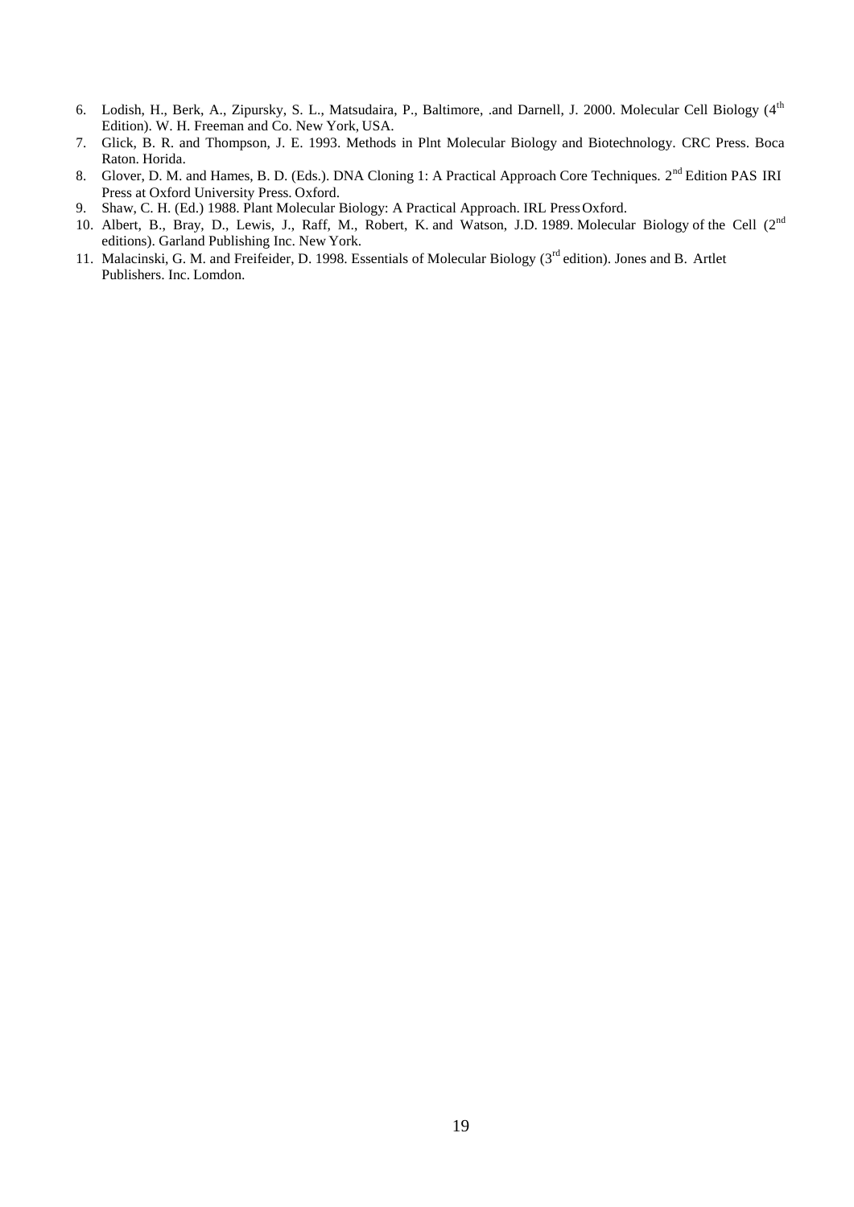6. Lodish, H., Berk, A., Zipursky, S. L., Matsudaira, P., Baltimore, .and Darnell, J. 2000. Molecular Cell Biology (4th Edition). W. H. Freeman and Co. New York, USA.
7. Glick, B. R. and Thompson, J. E. 1993. Methods in Plnt Molecular Biology and Biotechnology. CRC Press. Boca Raton. Horida.
8. Glover, D. M. and Hames, B. D. (Eds.). DNA Cloning 1: A Practical Approach Core Techniques. 2nd Edition PAS IRI Press at Oxford University Press. Oxford.
9. Shaw, C. H. (Ed.) 1988. Plant Molecular Biology: A Practical Approach. IRL Press Oxford.
10. Albert, B., Bray, D., Lewis, J., Raff, M., Robert, K. and Watson, J.D. 1989. Molecular Biology of the Cell (2nd editions). Garland Publishing Inc. New York.
11. Malacinski, G. M. and Freifeider, D. 1998. Essentials of Molecular Biology (3rd edition). Jones and B. Artlet Publishers. Inc. Lomdon.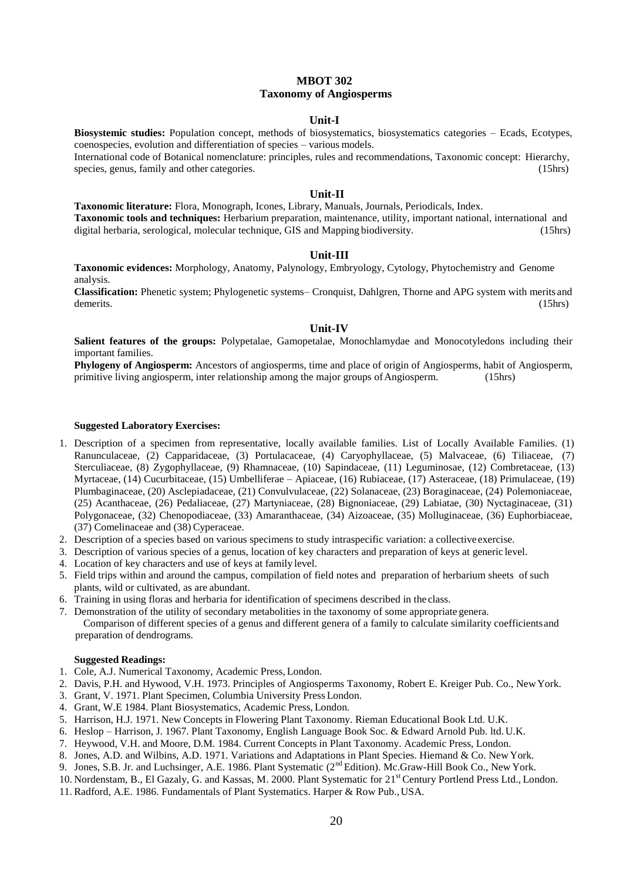# MBOT 302
## Taxonomy of Angiosperms

### Unit-I

**Biosystemic studies:** Population concept, methods of biosystematics, biosystematics categories – Ecads, Ecotypes, coenospecies, evolution and differentiation of species – various models.

International code of Botanical nomenclature: principles, rules and recommendations, Taxonomic concept: Hierarchy, species, genus, family and other categories. (15hrs)

### Unit-II

**Taxonomic literature:** Flora, Monograph, Icones, Library, Manuals, Journals, Periodicals, Index.

**Taxonomic tools and techniques:** Herbarium preparation, maintenance, utility, important national, international and digital herbaria, serological, molecular technique, GIS and Mapping biodiversity. (15hrs)

### Unit-III

**Taxonomic evidences:** Morphology, Anatomy, Palynology, Embryology, Cytology, Phytochemistry and Genome analysis.

**Classification:** Phenetic system; Phylogenetic systems– Cronquist, Dahlgren, Thorne and APG system with merits and demerits. (15hrs)

### Unit-IV

**Salient features of the groups:** Polypetalae, Gamopetalae, Monochlamydae and Monocotyledons including their important families.

**Phylogeny of Angiosperm:** Ancestors of angiosperms, time and place of origin of Angiosperms, habit of Angiosperm, primitive living angiosperm, inter relationship among the major groups of Angiosperm. (15hrs)

**Suggested Laboratory Exercises:**

1. Description of a specimen from representative, locally available families. List of Locally Available Families. (1) Ranunculaceae, (2) Capparidaceae, (3) Portulacaceae, (4) Caryophyllaceae, (5) Malvaceae, (6) Tiliaceae, (7) Sterculiaceae, (8) Zygophyllaceae, (9) Rhamnaceae, (10) Sapindaceae, (11) Leguminosae, (12) Combretaceae, (13) Myrtaceae, (14) Cucurbitaceae, (15) Umbelliferae – Apiaceae, (16) Rubiaceae, (17) Asteraceae, (18) Primulaceae, (19) Plumbaginaceae, (20) Asclepiadaceae, (21) Convulvulaceae, (22) Solanaceae, (23) Boraginaceae, (24) Polemoniaceae, (25) Acanthaceae, (26) Pedaliaceae, (27) Martyniaceae, (28) Bignoniaceae, (29) Labiatae, (30) Nyctaginaceae, (31) Polygonaceae, (32) Chenopodiaceae, (33) Amaranthaceae, (34) Aizoaceae, (35) Molluginaceae, (36) Euphorbiaceae, (37) Comelinaceae and (38) Cyperaceae.
2. Description of a species based on various specimens to study intraspecific variation: a collective exercise.
3. Description of various species of a genus, location of key characters and preparation of keys at generic level.
4. Location of key characters and use of keys at family level.
5. Field trips within and around the campus, compilation of field notes and preparation of herbarium sheets of such plants, wild or cultivated, as are abundant.
6. Training in using floras and herbaria for identification of specimens described in the class.
7. Demonstration of the utility of secondary metabolities in the taxonomy of some appropriate genera.
   Comparison of different species of a genus and different genera of a family to calculate similarity coefficients and preparation of dendrograms.

**Suggested Readings:**

1. Cole, A.J. Numerical Taxonomy, Academic Press, London.
2. Davis, P.H. and Hywood, V.H. 1973. Principles of Angiosperms Taxonomy, Robert E. Kreiger Pub. Co., New York.
3. Grant, V. 1971. Plant Specimen, Columbia University Press London.
4. Grant, W.E 1984. Plant Biosystematics, Academic Press, London.
5. Harrison, H.J. 1971. New Concepts in Flowering Plant Taxonomy. Rieman Educational Book Ltd. U.K.
6. Heslop – Harrison, J. 1967. Plant Taxonomy, English Language Book Soc. & Edward Arnold Pub. ltd. U.K.
7. Heywood, V.H. and Moore, D.M. 1984. Current Concepts in Plant Taxonomy. Academic Press, London.
8. Jones, A.D. and Wilbins, A.D. 1971. Variations and Adaptations in Plant Species. Hiemand & Co. New York.
9. Jones, S.B. Jr. and Luchsinger, A.E. 1986. Plant Systematic (2nd Edition). Mc.Graw-Hill Book Co., New York.
10. Nordenstam, B., El Gazaly, G. and Kassas, M. 2000. Plant Systematic for 21st Century Portlend Press Ltd., London.
11. Radford, A.E. 1986. Fundamentals of Plant Systematics. Harper & Row Pub., USA.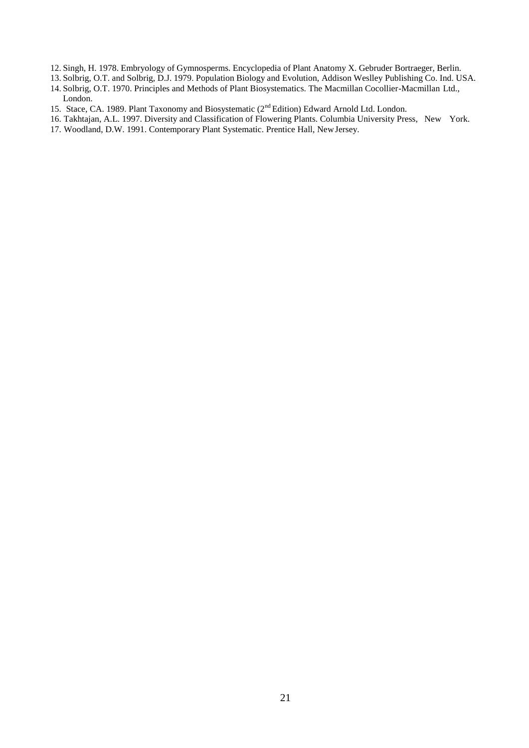12. Singh, H. 1978. Embryology of Gymnosperms. Encyclopedia of Plant Anatomy X. Gebruder Bortraeger, Berlin.
13. Solbrig, O.T. and Solbrig, D.J. 1979. Population Biology and Evolution, Addison Weslley Publishing Co. Ind. USA.
14. Solbrig, O.T. 1970. Principles and Methods of Plant Biosystematics. The Macmillan Cocollier-Macmillan Ltd., London.
15. Stace, CA. 1989. Plant Taxonomy and Biosystematic (2nd Edition) Edward Arnold Ltd. London.
16. Takhtajan, A.L. 1997. Diversity and Classification of Flowering Plants. Columbia University Press, New York.
17. Woodland, D.W. 1991. Contemporary Plant Systematic. Prentice Hall, New Jersey.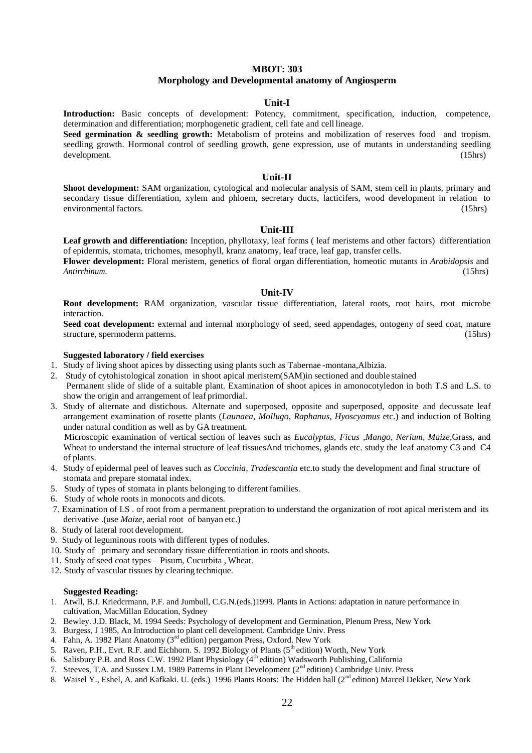## MBOT: 303
## Morphology and Developmental anatomy of Angiosperm

### Unit-I

**Introduction:** Basic concepts of development: Potency, commitment, specification, induction, competence, determination and differentiation; morphogenetic gradient, cell fate and cell lineage.

**Seed germination & seedling growth:** Metabolism of proteins and mobilization of reserves food and tropism. seedling growth. Hormonal control of seedling growth, gene expression, use of mutants in understanding seedling development. (15hrs)

### Unit-II

**Shoot development:** SAM organization, cytological and molecular analysis of SAM, stem cell in plants, primary and secondary tissue differentiation, xylem and phloem, secretary ducts, lacticifers, wood development in relation to environmental factors. (15hrs)

### Unit-III

**Leaf growth and differentiation:** Inception, phyllotaxy, leaf forms ( leaf meristems and other factors) differentiation of epidermis, stomata, trichomes, mesophyll, kranz anatomy, leaf trace, leaf gap, transfer cells.

**Flower development:** Floral meristem, genetics of floral organ differentiation, homeotic mutants in *Arabidopsis* and *Antirrhinum.* (15hrs)

### Unit-IV

**Root development:** RAM organization, vascular tissue differentiation, lateral roots, root hairs, root microbe interaction.

**Seed coat development:** external and internal morphology of seed, seed appendages, ontogeny of seed coat, mature structure, spermoderm patterns. (15hrs)

**Suggested laboratory / field exercises**

1. Study of living shoot apices by dissecting using plants such as Tabernae -montana,Albizia.
2. Study of cytohistological zonation in shoot apical meristem(SAM)in sectioned and double stained
   Permanent slide of slide of a suitable plant. Examination of shoot apices in amonocotyledon in both T.S and L.S. to show the origin and arrangement of leaf primordial.
3. Study of alternate and distichous. Alternate and superposed, opposite and superposed, opposite and decussate leaf arrangement examination of rosette plants (*Launaea, Mollugo, Raphanus, Hyoscyamus* etc.) and induction of Bolting under natural condition as well as by GA treatment.
   Microscopic examination of vertical section of leaves such as *Eucalyptus, Ficus ,Mango, Nerium, Maize,*Grass, and Wheat to understand the internal structure of leaf tissuesAnd trichomes, glands etc. study the leaf anatomy C3 and C4 of plants.
4. Study of epidermal peel of leaves such as *Coccinia, Tradescantia* etc.to study the development and final structure of stomata and prepare stomatal index.
5. Study of types of stomata in plants belonging to different families.
6. Study of whole roots in monocots and dicots.
7. Examination of LS . of root from a permanent prepration to understand the organization of root apical meristem and its derivative .(use *Maize*, aerial root of banyan etc.)
8. Study of lateral root development.
9. Study of leguminous roots with different types of nodules.
10. Study of primary and secondary tissue differentiation in roots and shoots.
11. Study of seed coat types – Pisum, Cucurbita , Wheat.
12. Study of vascular tissues by clearing technique.

**Suggested Reading:**

1. Atwll, B.J. Kriedcrmann, P.F. and Jumbull, C.G.N.(eds.)1999. Plants in Actions: adaptation in nature performance in cultivation, MacMillan Education, Sydney
2. Bewley. J.D. Black, M. 1994 Seeds: Psychology of development and Germination, Plenum Press, New York
3. Burgess, J 1985, An Introduction to plant cell development. Cambridge Univ. Press
4. Fahn, A. 1982 Plant Anatomy (3rd edition) pergamon Press, Oxford. New York
5. Raven, P.H., Evrt. R.F. and Eichhorn. S. 1992 Biology of Plants (5th edition) Worth, New York
6. Salisbury P.B. and Ross C.W. 1992 Plant Physiology (4th edition) Wadsworth Publishing, California
7. Steeves, T.A. and Sussex I.M. 1989 Patterns in Plant Development (2nd edition) Cambridge Univ. Press
8. Waisel Y., Eshel, A. and Kafkaki. U. (eds.) 1996 Plants Roots: The Hidden hall (2nd edition) Marcel Dekker, New York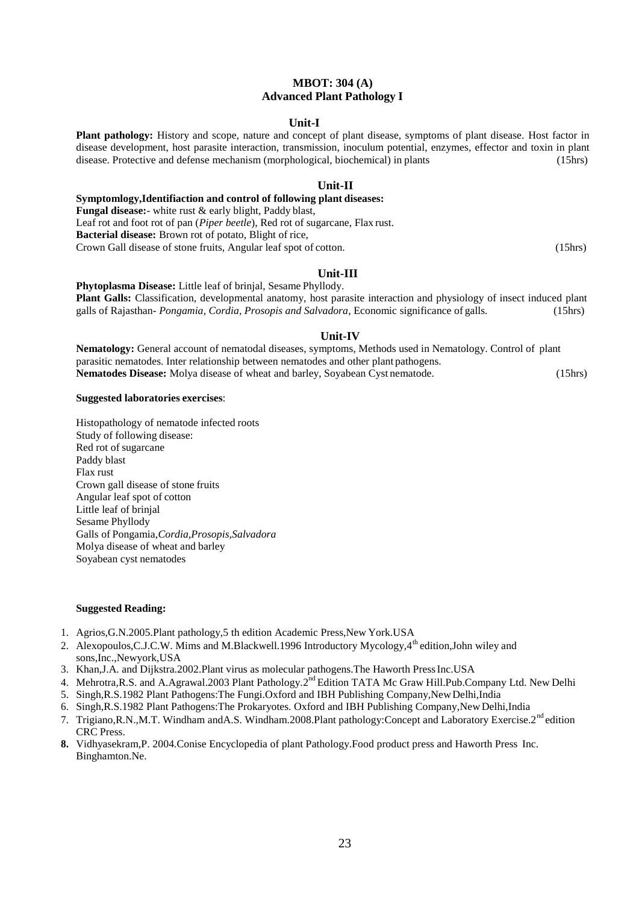## MBOT: 304 (A)
## Advanced Plant Pathology I

### Unit-I

**Plant pathology:** History and scope, nature and concept of plant disease, symptoms of plant disease. Host factor in disease development, host parasite interaction, transmission, inoculum potential, enzymes, effector and toxin in plant disease. Protective and defense mechanism (morphological, biochemical) in plants (15hrs)

### Unit-II

**Symptomlogy,Identifiaction and control of following plant diseases:**
**Fungal disease:**- white rust & early blight, Paddy blast,
Leaf rot and foot rot of pan (*Piper beetle*), Red rot of sugarcane, Flax rust.
**Bacterial disease:** Brown rot of potato, Blight of rice,
Crown Gall disease of stone fruits, Angular leaf spot of cotton. (15hrs)

### Unit-III

**Phytoplasma Disease:** Little leaf of brinjal, Sesame Phyllody.
**Plant Galls:** Classification, developmental anatomy, host parasite interaction and physiology of insect induced plant galls of Rajasthan- *Pongamia*, *Cordia, Prosopis and Salvadora*, Economic significance of galls. (15hrs)

### Unit-IV

**Nematology:** General account of nematodal diseases, symptoms, Methods used in Nematology. Control of plant parasitic nematodes. Inter relationship between nematodes and other plant pathogens.
**Nematodes Disease:** Molya disease of wheat and barley, Soyabean Cyst nematode. (15hrs)

**Suggested laboratories exercises**:

Histopathology of nematode infected roots
Study of following disease:
Red rot of sugarcane
Paddy blast
Flax rust
Crown gall disease of stone fruits
Angular leaf spot of cotton
Little leaf of brinjal
Sesame Phyllody
Galls of Pongamia,*Cordia,Prosopis,Salvadora*
Molya disease of wheat and barley
Soyabean cyst nematodes

**Suggested Reading:**

1. Agrios,G.N.2005.Plant pathology,5 th edition Academic Press,New York.USA
2. Alexopoulos,C.J.C.W. Mims and M.Blackwell.1996 Introductory Mycology,4th edition,John wiley and sons,Inc.,Newyork,USA
3. Khan,J.A. and Dijkstra.2002.Plant virus as molecular pathogens.The Haworth Press Inc.USA
4. Mehrotra,R.S. and A.Agrawal.2003 Plant Pathology.2nd Edition TATA Mc Graw Hill.Pub.Company Ltd. New Delhi
5. Singh,R.S.1982 Plant Pathogens:The Fungi.Oxford and IBH Publishing Company,New Delhi,India
6. Singh,R.S.1982 Plant Pathogens:The Prokaryotes. Oxford and IBH Publishing Company,New Delhi,India
7. Trigiano,R.N.,M.T. Windham andA.S. Windham.2008.Plant pathology:Concept and Laboratory Exercise.2nd edition CRC Press.
8. Vidhyasekram,P. 2004.Conise Encyclopedia of plant Pathology.Food product press and Haworth Press Inc. Binghamton.Ne.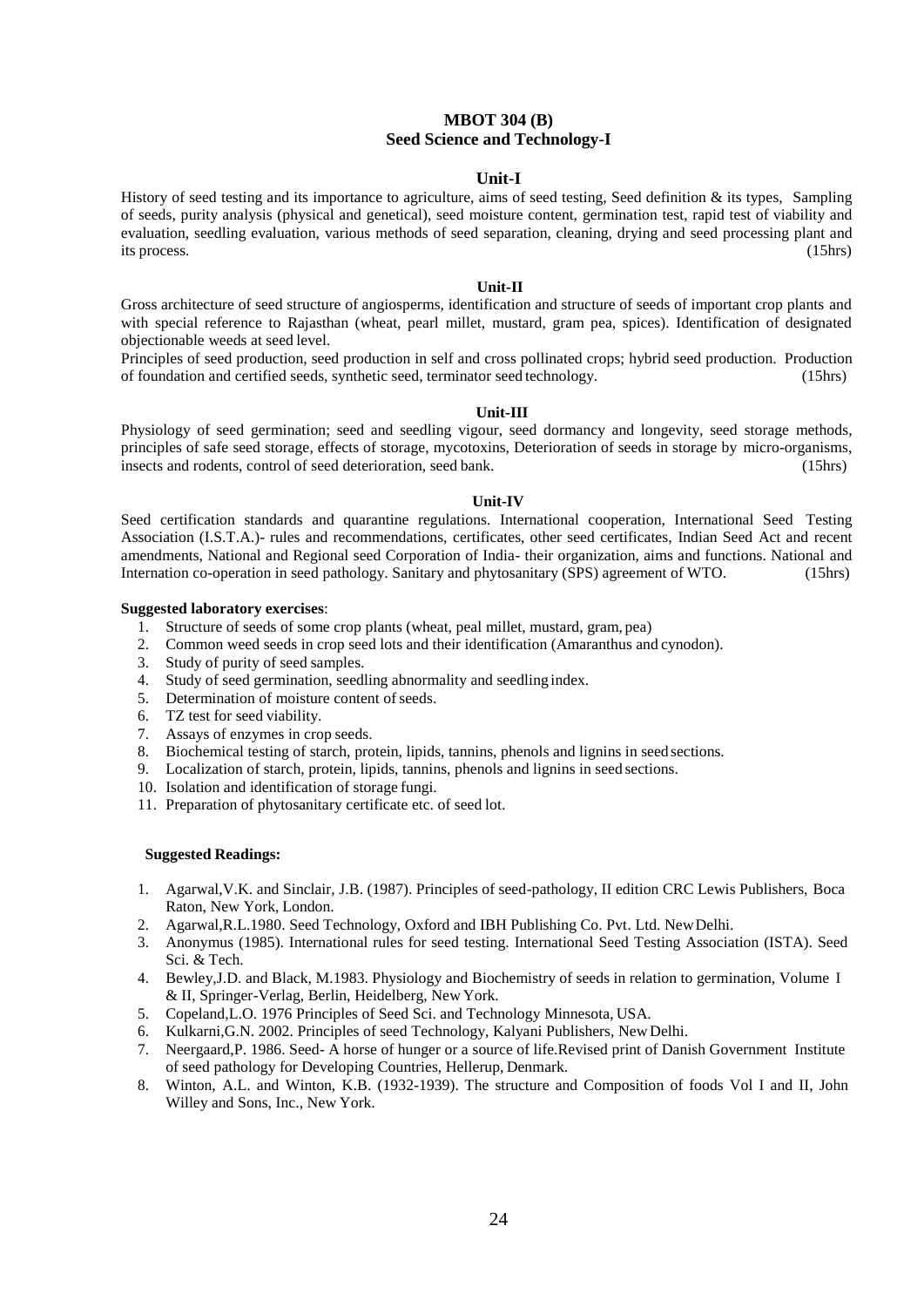# MBOT 304 (B)
## Seed Science and Technology-I

### Unit-I

History of seed testing and its importance to agriculture, aims of seed testing, Seed definition & its types, Sampling of seeds, purity analysis (physical and genetical), seed moisture content, germination test, rapid test of viability and evaluation, seedling evaluation, various methods of seed separation, cleaning, drying and seed processing plant and its process. (15hrs)

### Unit-II

Gross architecture of seed structure of angiosperms, identification and structure of seeds of important crop plants and with special reference to Rajasthan (wheat, pearl millet, mustard, gram pea, spices). Identification of designated objectionable weeds at seed level.

Principles of seed production, seed production in self and cross pollinated crops; hybrid seed production. Production of foundation and certified seeds, synthetic seed, terminator seed technology. (15hrs)

### Unit-III

Physiology of seed germination; seed and seedling vigour, seed dormancy and longevity, seed storage methods, principles of safe seed storage, effects of storage, mycotoxins, Deterioration of seeds in storage by micro-organisms, insects and rodents, control of seed deterioration, seed bank. (15hrs)

### Unit-IV

Seed certification standards and quarantine regulations. International cooperation, International Seed Testing Association (I.S.T.A.)- rules and recommendations, certificates, other seed certificates, Indian Seed Act and recent amendments, National and Regional seed Corporation of India- their organization, aims and functions. National and Internation co-operation in seed pathology. Sanitary and phytosanitary (SPS) agreement of WTO. (15hrs)

**Suggested laboratory exercises**:

1. Structure of seeds of some crop plants (wheat, peal millet, mustard, gram, pea)
2. Common weed seeds in crop seed lots and their identification (Amaranthus and cynodon).
3. Study of purity of seed samples.
4. Study of seed germination, seedling abnormality and seedling index.
5. Determination of moisture content of seeds.
6. TZ test for seed viability.
7. Assays of enzymes in crop seeds.
8. Biochemical testing of starch, protein, lipids, tannins, phenols and lignins in seed sections.
9. Localization of starch, protein, lipids, tannins, phenols and lignins in seed sections.
10. Isolation and identification of storage fungi.
11. Preparation of phytosanitary certificate etc. of seed lot.

**Suggested Readings:**

1. Agarwal,V.K. and Sinclair, J.B. (1987). Principles of seed-pathology, II edition CRC Lewis Publishers, Boca Raton, New York, London.
2. Agarwal,R.L.1980. Seed Technology, Oxford and IBH Publishing Co. Pvt. Ltd. New Delhi.
3. Anonymus (1985). International rules for seed testing. International Seed Testing Association (ISTA). Seed Sci. & Tech.
4. Bewley,J.D. and Black, M.1983. Physiology and Biochemistry of seeds in relation to germination, Volume I & II, Springer-Verlag, Berlin, Heidelberg, New York.
5. Copeland,L.O. 1976 Principles of Seed Sci. and Technology Minnesota, USA.
6. Kulkarni,G.N. 2002. Principles of seed Technology, Kalyani Publishers, New Delhi.
7. Neergaard,P. 1986. Seed- A horse of hunger or a source of life.Revised print of Danish Government Institute of seed pathology for Developing Countries, Hellerup, Denmark.
8. Winton, A.L. and Winton, K.B. (1932-1939). The structure and Composition of foods Vol I and II, John Willey and Sons, Inc., New York.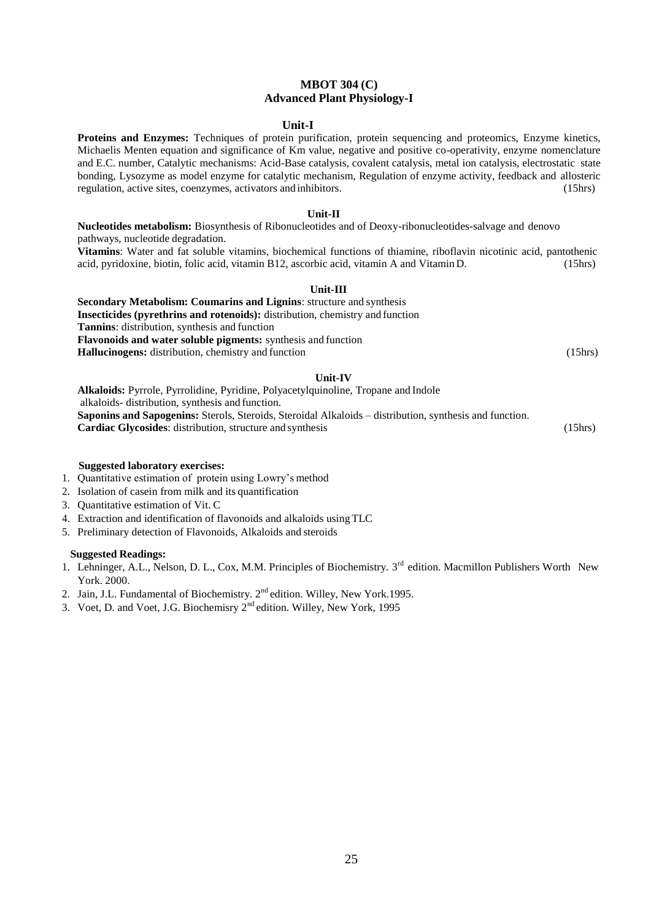# MBOT 304 (C)
## Advanced Plant Physiology-I

### Unit-I

**Proteins and Enzymes:** Techniques of protein purification, protein sequencing and proteomics, Enzyme kinetics, Michaelis Menten equation and significance of Km value, negative and positive co-operativity, enzyme nomenclature and E.C. number, Catalytic mechanisms: Acid-Base catalysis, covalent catalysis, metal ion catalysis, electrostatic state bonding, Lysozyme as model enzyme for catalytic mechanism, Regulation of enzyme activity, feedback and allosteric regulation, active sites, coenzymes, activators and inhibitors. (15hrs)

### Unit-II

**Nucleotides metabolism:** Biosynthesis of Ribonucleotides and of Deoxy-ribonucleotides-salvage and denovo pathways, nucleotide degradation.

**Vitamins**: Water and fat soluble vitamins, biochemical functions of thiamine, riboflavin nicotinic acid, pantothenic acid, pyridoxine, biotin, folic acid, vitamin B12, ascorbic acid, vitamin A and Vitamin D. (15hrs)

### Unit-III

**Secondary Metabolism: Coumarins and Lignins**: structure and synthesis
**Insecticides (pyrethrins and rotenoids):** distribution, chemistry and function
**Tannins**: distribution, synthesis and function
**Flavonoids and water soluble pigments:** synthesis and function
**Hallucinogens:** distribution, chemistry and function (15hrs)

### Unit-IV

**Alkaloids:** Pyrrole, Pyrrolidine, Pyridine, Polyacetylquinoline, Tropane and Indole alkaloids- distribution, synthesis and function.
**Saponins and Sapogenins:** Sterols, Steroids, Steroidal Alkaloids – distribution, synthesis and function.
**Cardiac Glycosides**: distribution, structure and synthesis (15hrs)

**Suggested laboratory exercises:**

1. Quantitative estimation of protein using Lowry's method
2. Isolation of casein from milk and its quantification
3. Quantitative estimation of Vit. C
4. Extraction and identification of flavonoids and alkaloids using TLC
5. Preliminary detection of Flavonoids, Alkaloids and steroids

**Suggested Readings:**

1. Lehninger, A.L., Nelson, D. L., Cox, M.M. Principles of Biochemistry. 3rd edition. Macmillon Publishers Worth New York. 2000.
2. Jain, J.L. Fundamental of Biochemistry. 2nd edition. Willey, New York.1995.
3. Voet, D. and Voet, J.G. Biochemisry 2nd edition. Willey, New York, 1995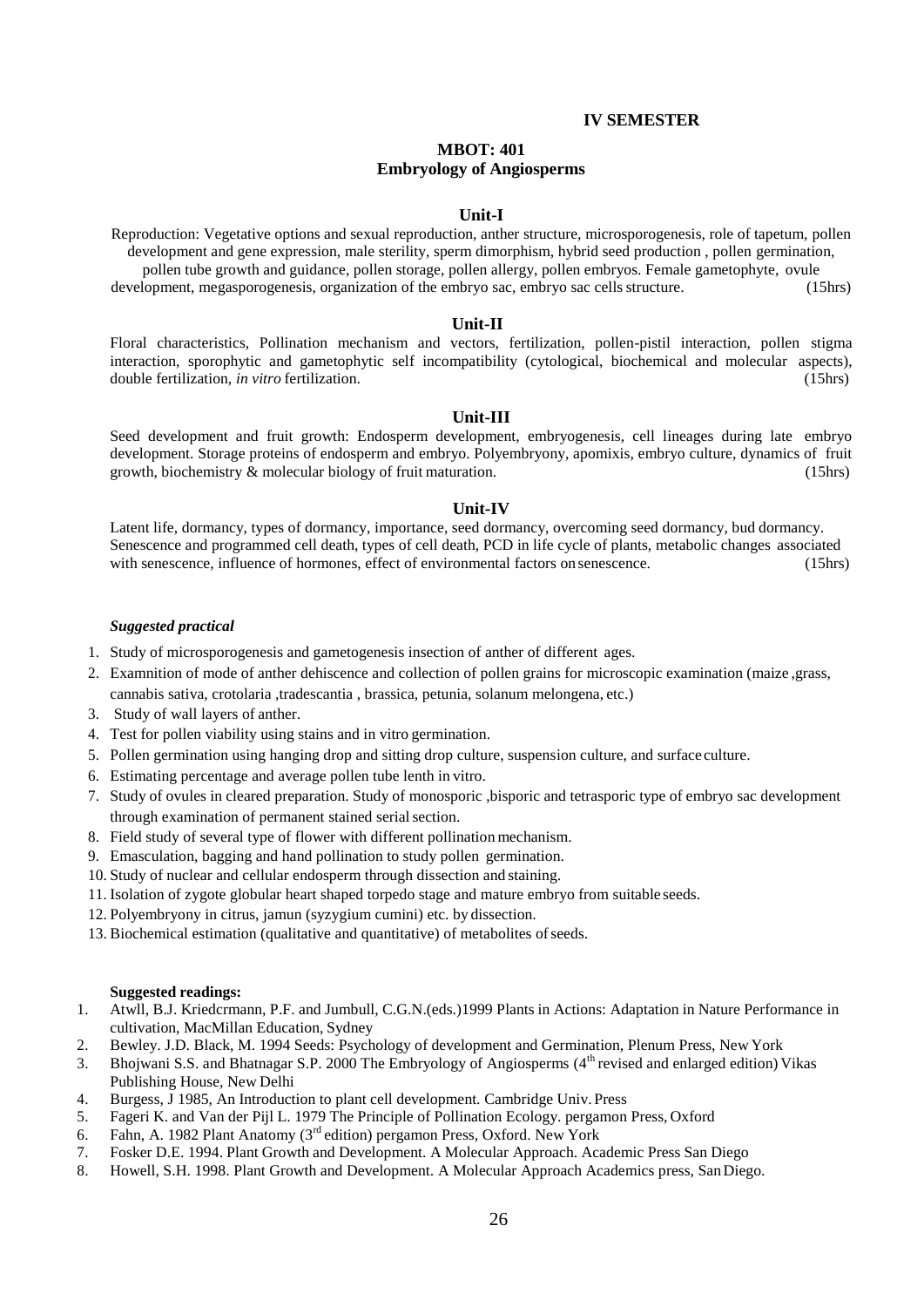## IV SEMESTER

### MBOT: 401
### Embryology of Angiosperms

#### Unit-I

Reproduction: Vegetative options and sexual reproduction, anther structure, microsporogenesis, role of tapetum, pollen development and gene expression, male sterility, sperm dimorphism, hybrid seed production , pollen germination, pollen tube growth and guidance, pollen storage, pollen allergy, pollen embryos. Female gametophyte, ovule development, megasporogenesis, organization of the embryo sac, embryo sac cells structure. (15hrs)

#### Unit-II

Floral characteristics, Pollination mechanism and vectors, fertilization, pollen-pistil interaction, pollen stigma interaction, sporophytic and gametophytic self incompatibility (cytological, biochemical and molecular aspects), double fertilization, *in vitro* fertilization. (15hrs)

#### Unit-III

Seed development and fruit growth: Endosperm development, embryogenesis, cell lineages during late embryo development. Storage proteins of endosperm and embryo. Polyembryony, apomixis, embryo culture, dynamics of fruit growth, biochemistry & molecular biology of fruit maturation. (15hrs)

#### Unit-IV

Latent life, dormancy, types of dormancy, importance, seed dormancy, overcoming seed dormancy, bud dormancy. Senescence and programmed cell death, types of cell death, PCD in life cycle of plants, metabolic changes associated with senescence, influence of hormones, effect of environmental factors on senescence. (15hrs)

***Suggested practical***

1. Study of microsporogenesis and gametogenesis insection of anther of different ages.
2. Examnition of mode of anther dehiscence and collection of pollen grains for microscopic examination (maize ,grass, cannabis sativa, crotolaria ,tradescantia , brassica, petunia, solanum melongena, etc.)
3. Study of wall layers of anther.
4. Test for pollen viability using stains and in vitro germination.
5. Pollen germination using hanging drop and sitting drop culture, suspension culture, and surface culture.
6. Estimating percentage and average pollen tube lenth in vitro.
7. Study of ovules in cleared preparation. Study of monosporic ,bisporic and tetrasporic type of embryo sac development through examination of permanent stained serial section.
8. Field study of several type of flower with different pollination mechanism.
9. Emasculation, bagging and hand pollination to study pollen germination.
10. Study of nuclear and cellular endosperm through dissection and staining.
11. Isolation of zygote globular heart shaped torpedo stage and mature embryo from suitable seeds.
12. Polyembryony in citrus, jamun (syzygium cumini) etc. by dissection.
13. Biochemical estimation (qualitative and quantitative) of metabolites of seeds.

**Suggested readings:**

1. Atwll, B.J. Kriedcrmann, P.F. and Jumbull, C.G.N.(eds.)1999 Plants in Actions: Adaptation in Nature Performance in cultivation, MacMillan Education, Sydney
2. Bewley. J.D. Black, M. 1994 Seeds: Psychology of development and Germination, Plenum Press, New York
3. Bhojwani S.S. and Bhatnagar S.P. 2000 The Embryology of Angiosperms (4th revised and enlarged edition) Vikas Publishing House, New Delhi
4. Burgess, J 1985, An Introduction to plant cell development. Cambridge Univ. Press
5. Fageri K. and Van der Pijl L. 1979 The Principle of Pollination Ecology. pergamon Press, Oxford
6. Fahn, A. 1982 Plant Anatomy (3rd edition) pergamon Press, Oxford. New York
7. Fosker D.E. 1994. Plant Growth and Development. A Molecular Approach. Academic Press San Diego
8. Howell, S.H. 1998. Plant Growth and Development. A Molecular Approach Academics press, San Diego.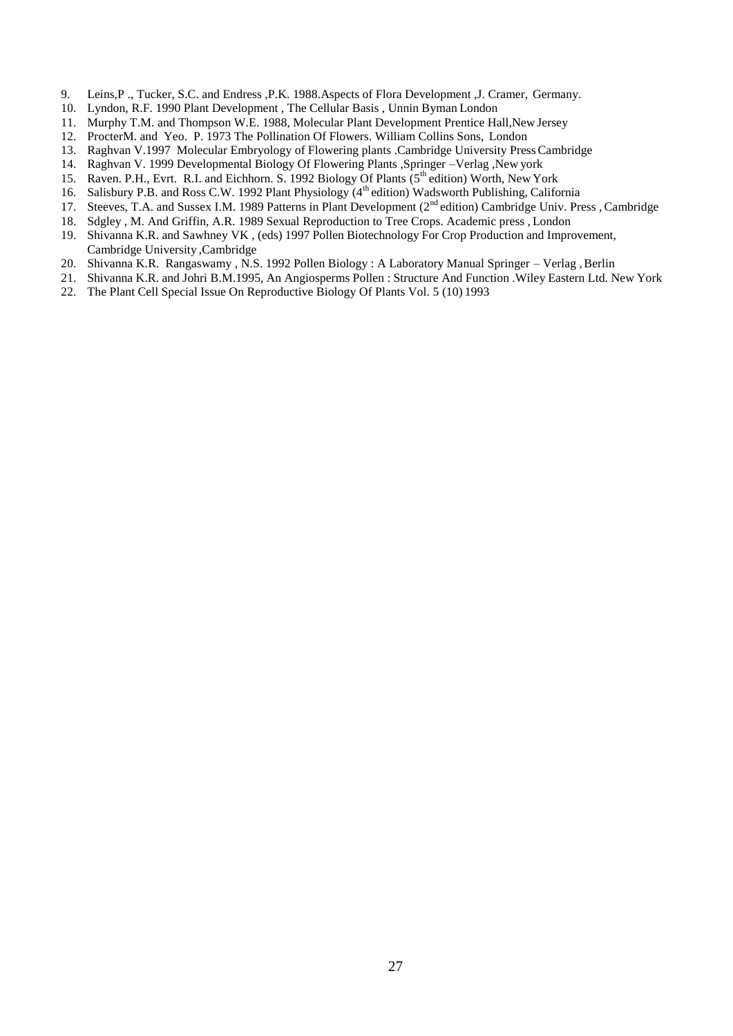9. Leins,P ., Tucker, S.C. and Endress ,P.K. 1988.Aspects of Flora Development ,J. Cramer, Germany.
10. Lyndon, R.F. 1990 Plant Development , The Cellular Basis , Unnin Byman London
11. Murphy T.M. and Thompson W.E. 1988, Molecular Plant Development Prentice Hall,New Jersey
12. ProcterM. and Yeo. P. 1973 The Pollination Of Flowers. William Collins Sons, London
13. Raghvan V.1997 Molecular Embryology of Flowering plants .Cambridge University Press Cambridge
14. Raghvan V. 1999 Developmental Biology Of Flowering Plants ,Springer –Verlag ,New york
15. Raven. P.H., Evrt. R.I. and Eichhorn. S. 1992 Biology Of Plants (5th edition) Worth, New York
16. Salisbury P.B. and Ross C.W. 1992 Plant Physiology (4th edition) Wadsworth Publishing, California
17. Steeves, T.A. and Sussex I.M. 1989 Patterns in Plant Development (2nd edition) Cambridge Univ. Press , Cambridge
18. Sdgley , M. And Griffin, A.R. 1989 Sexual Reproduction to Tree Crops. Academic press , London
19. Shivanna K.R. and Sawhney VK , (eds) 1997 Pollen Biotechnology For Crop Production and Improvement, Cambridge University ,Cambridge
20. Shivanna K.R. Rangaswamy , N.S. 1992 Pollen Biology : A Laboratory Manual Springer – Verlag , Berlin
21. Shivanna K.R. and Johri B.M.1995, An Angiosperms Pollen : Structure And Function .Wiley Eastern Ltd. New York
22. The Plant Cell Special Issue On Reproductive Biology Of Plants Vol. 5 (10) 1993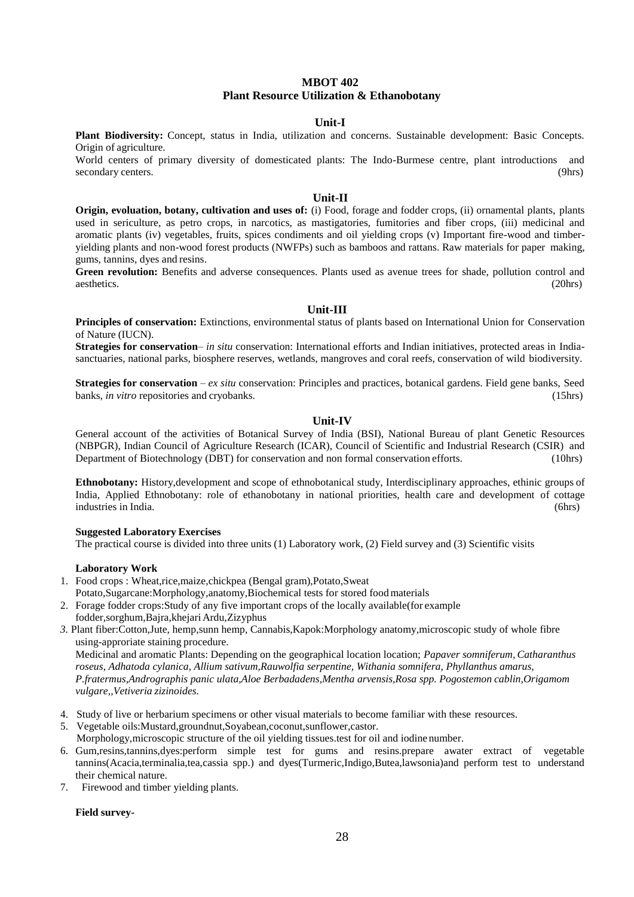# MBOT 402
## Plant Resource Utilization & Ethanobotany

### Unit-I

**Plant Biodiversity:** Concept, status in India, utilization and concerns. Sustainable development: Basic Concepts. Origin of agriculture.

World centers of primary diversity of domesticated plants: The Indo-Burmese centre, plant introductions and secondary centers. (9hrs)

### Unit-II

**Origin, evoluation, botany, cultivation and uses of:** (i) Food, forage and fodder crops, (ii) ornamental plants, plants used in sericulture, as petro crops, in narcotics, as mastigatories, fumitories and fiber crops, (iii) medicinal and aromatic plants (iv) vegetables, fruits, spices condiments and oil yielding crops (v) Important fire-wood and timber-yielding plants and non-wood forest products (NWFPs) such as bamboos and rattans. Raw materials for paper making, gums, tannins, dyes and resins.

**Green revolution:** Benefits and adverse consequences. Plants used as avenue trees for shade, pollution control and aesthetics. (20hrs)

### Unit-III

**Principles of conservation:** Extinctions, environmental status of plants based on International Union for Conservation of Nature (IUCN).

**Strategies for conservation**– *in situ* conservation: International efforts and Indian initiatives, protected areas in India-sanctuaries, national parks, biosphere reserves, wetlands, mangroves and coral reefs, conservation of wild biodiversity.

**Strategies for conservation** – *ex situ* conservation: Principles and practices, botanical gardens. Field gene banks, Seed banks, *in vitro* repositories and cryobanks. (15hrs)

### Unit-IV

General account of the activities of Botanical Survey of India (BSI), National Bureau of plant Genetic Resources (NBPGR), Indian Council of Agriculture Research (ICAR), Council of Scientific and Industrial Research (CSIR) and Department of Biotechnology (DBT) for conservation and non formal conservation efforts. (10hrs)

**Ethnobotany:** History,development and scope of ethnobotanical study, Interdisciplinary approaches, ethinic groups of India, Applied Ethnobotany: role of ethanobotany in national priorities, health care and development of cottage industries in India. (6hrs)

**Suggested Laboratory Exercises**

The practical course is divided into three units (1) Laboratory work, (2) Field survey and (3) Scientific visits

**Laboratory Work**

1. Food crops : Wheat,rice,maize,chickpea (Bengal gram),Potato,Sweat Potato,Sugarcane:Morphology,anatomy,Biochemical tests for stored food materials
2. Forage fodder crops:Study of any five important crops of the locally available(for example fodder,sorghum,Bajra,khejari Ardu,Zizyphus
3. Plant fiber:Cotton,Jute, hemp,sunn hemp, Cannabis,Kapok:Morphology anatomy,microscopic study of whole fibre using-approriate staining procedure.

   Medicinal and aromatic Plants: Depending on the geographical location location; *Papaver somniferum, Catharanthus roseus, Adhatoda cylanica, Allium sativum,Rauwolfia serpentine, Withania somnifera, Phyllanthus amarus, P.fratermus,Andrographis panic ulata,Aloe Berbadadens,Mentha arvensis,Rosa spp. Pogostemon cablin,Origamom vulgare,,Vetiveria zizinoides.*

4. Study of live or herbarium specimens or other visual materials to become familiar with these resources.
5. Vegetable oils:Mustard,groundnut,Soyabean,coconut,sunflower,castor.
   Morphology,microscopic structure of the oil yielding tissues.test for oil and iodine number.
6. Gum,resins,tannins,dyes:perform simple test for gums and resins.prepare awater extract of vegetable tannins(Acacia,terminalia,tea,cassia spp.) and dyes(Turmeric,Indigo,Butea,lawsonia)and perform test to understand their chemical nature.
7. Firewood and timber yielding plants.

**Field survey-**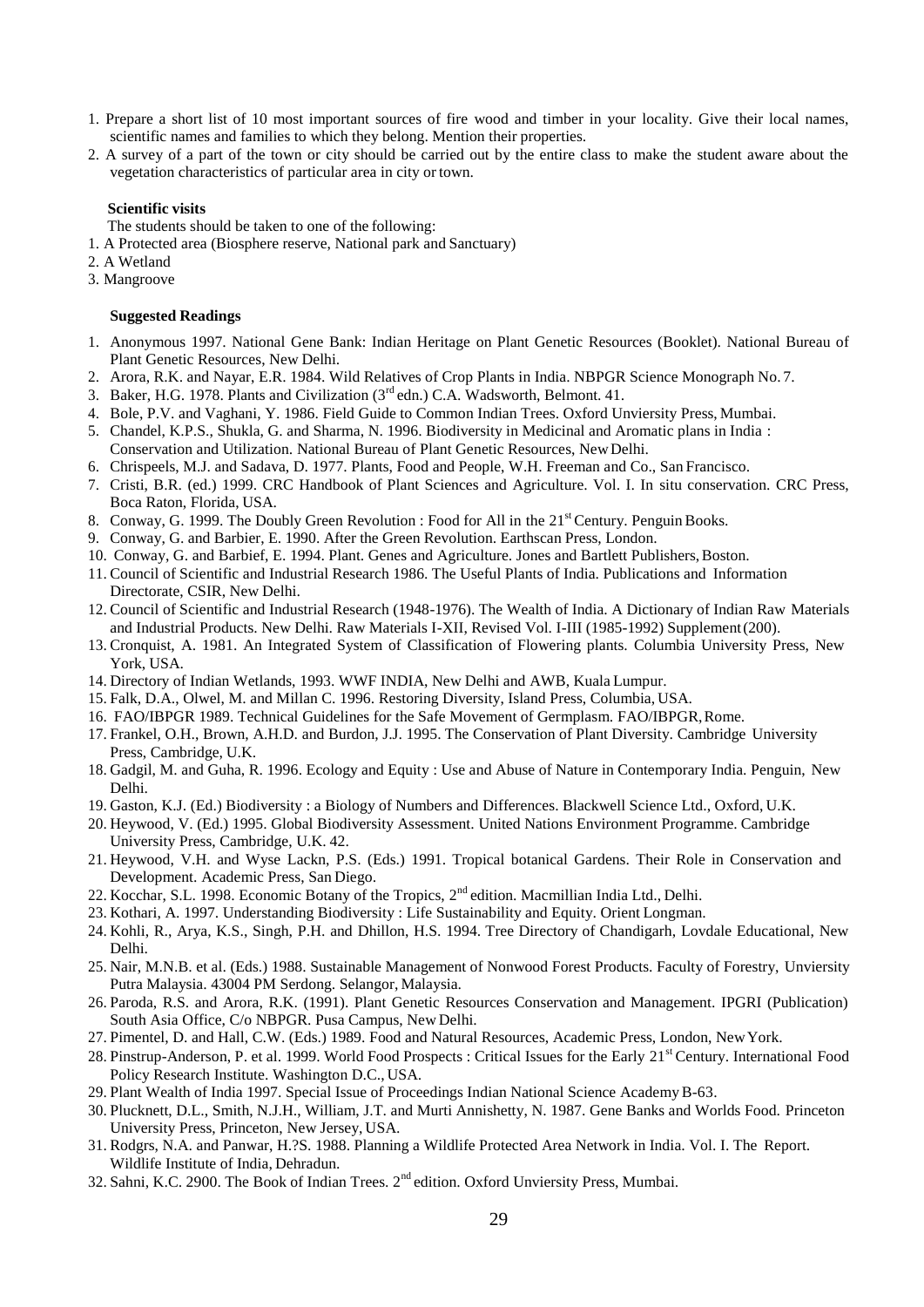1. Prepare a short list of 10 most important sources of fire wood and timber in your locality. Give their local names, scientific names and families to which they belong. Mention their properties.
2. A survey of a part of the town or city should be carried out by the entire class to make the student aware about the vegetation characteristics of particular area in city or town.

**Scientific visits**

The students should be taken to one of the following:

1. A Protected area (Biosphere reserve, National park and Sanctuary)
2. A Wetland
3. Mangroove

**Suggested Readings**

1. Anonymous 1997. National Gene Bank: Indian Heritage on Plant Genetic Resources (Booklet). National Bureau of Plant Genetic Resources, New Delhi.
2. Arora, R.K. and Nayar, E.R. 1984. Wild Relatives of Crop Plants in India. NBPGR Science Monograph No. 7.
3. Baker, H.G. 1978. Plants and Civilization (3rd edn.) C.A. Wadsworth, Belmont. 41.
4. Bole, P.V. and Vaghani, Y. 1986. Field Guide to Common Indian Trees. Oxford Unviersity Press, Mumbai.
5. Chandel, K.P.S., Shukla, G. and Sharma, N. 1996. Biodiversity in Medicinal and Aromatic plans in India : Conservation and Utilization. National Bureau of Plant Genetic Resources, New Delhi.
6. Chrispeels, M.J. and Sadava, D. 1977. Plants, Food and People, W.H. Freeman and Co., San Francisco.
7. Cristi, B.R. (ed.) 1999. CRC Handbook of Plant Sciences and Agriculture. Vol. I. In situ conservation. CRC Press, Boca Raton, Florida, USA.
8. Conway, G. 1999. The Doubly Green Revolution : Food for All in the 21st Century. Penguin Books.
9. Conway, G. and Barbier, E. 1990. After the Green Revolution. Earthscan Press, London.
10. Conway, G. and Barbief, E. 1994. Plant. Genes and Agriculture. Jones and Bartlett Publishers, Boston.
11. Council of Scientific and Industrial Research 1986. The Useful Plants of India. Publications and Information Directorate, CSIR, New Delhi.
12. Council of Scientific and Industrial Research (1948-1976). The Wealth of India. A Dictionary of Indian Raw Materials and Industrial Products. New Delhi. Raw Materials I-XII, Revised Vol. I-III (1985-1992) Supplement (200).
13. Cronquist, A. 1981. An Integrated System of Classification of Flowering plants. Columbia University Press, New York, USA.
14. Directory of Indian Wetlands, 1993. WWF INDIA, New Delhi and AWB, Kuala Lumpur.
15. Falk, D.A., Olwel, M. and Millan C. 1996. Restoring Diversity, Island Press, Columbia, USA.
16. FAO/IBPGR 1989. Technical Guidelines for the Safe Movement of Germplasm. FAO/IBPGR, Rome.
17. Frankel, O.H., Brown, A.H.D. and Burdon, J.J. 1995. The Conservation of Plant Diversity. Cambridge University Press, Cambridge, U.K.
18. Gadgil, M. and Guha, R. 1996. Ecology and Equity : Use and Abuse of Nature in Contemporary India. Penguin, New Delhi.
19. Gaston, K.J. (Ed.) Biodiversity : a Biology of Numbers and Differences. Blackwell Science Ltd., Oxford, U.K.
20. Heywood, V. (Ed.) 1995. Global Biodiversity Assessment. United Nations Environment Programme. Cambridge University Press, Cambridge, U.K. 42.
21. Heywood, V.H. and Wyse Lackn, P.S. (Eds.) 1991. Tropical botanical Gardens. Their Role in Conservation and Development. Academic Press, San Diego.
22. Kocchar, S.L. 1998. Economic Botany of the Tropics, 2nd edition. Macmillian India Ltd., Delhi.
23. Kothari, A. 1997. Understanding Biodiversity : Life Sustainability and Equity. Orient Longman.
24. Kohli, R., Arya, K.S., Singh, P.H. and Dhillon, H.S. 1994. Tree Directory of Chandigarh, Lovdale Educational, New Delhi.
25. Nair, M.N.B. et al. (Eds.) 1988. Sustainable Management of Nonwood Forest Products. Faculty of Forestry, Unviersity Putra Malaysia. 43004 PM Serdong. Selangor, Malaysia.
26. Paroda, R.S. and Arora, R.K. (1991). Plant Genetic Resources Conservation and Management. IPGRI (Publication) South Asia Office, C/o NBPGR. Pusa Campus, New Delhi.
27. Pimentel, D. and Hall, C.W. (Eds.) 1989. Food and Natural Resources, Academic Press, London, New York.
28. Pinstrup-Anderson, P. et al. 1999. World Food Prospects : Critical Issues for the Early 21st Century. International Food Policy Research Institute. Washington D.C., USA.
29. Plant Wealth of India 1997. Special Issue of Proceedings Indian National Science Academy B-63.
30. Plucknett, D.L., Smith, N.J.H., William, J.T. and Murti Annishetty, N. 1987. Gene Banks and Worlds Food. Princeton University Press, Princeton, New Jersey, USA.
31. Rodgrs, N.A. and Panwar, H.?S. 1988. Planning a Wildlife Protected Area Network in India. Vol. I. The Report. Wildlife Institute of India, Dehradun.
32. Sahni, K.C. 2900. The Book of Indian Trees. 2nd edition. Oxford Unviersity Press, Mumbai.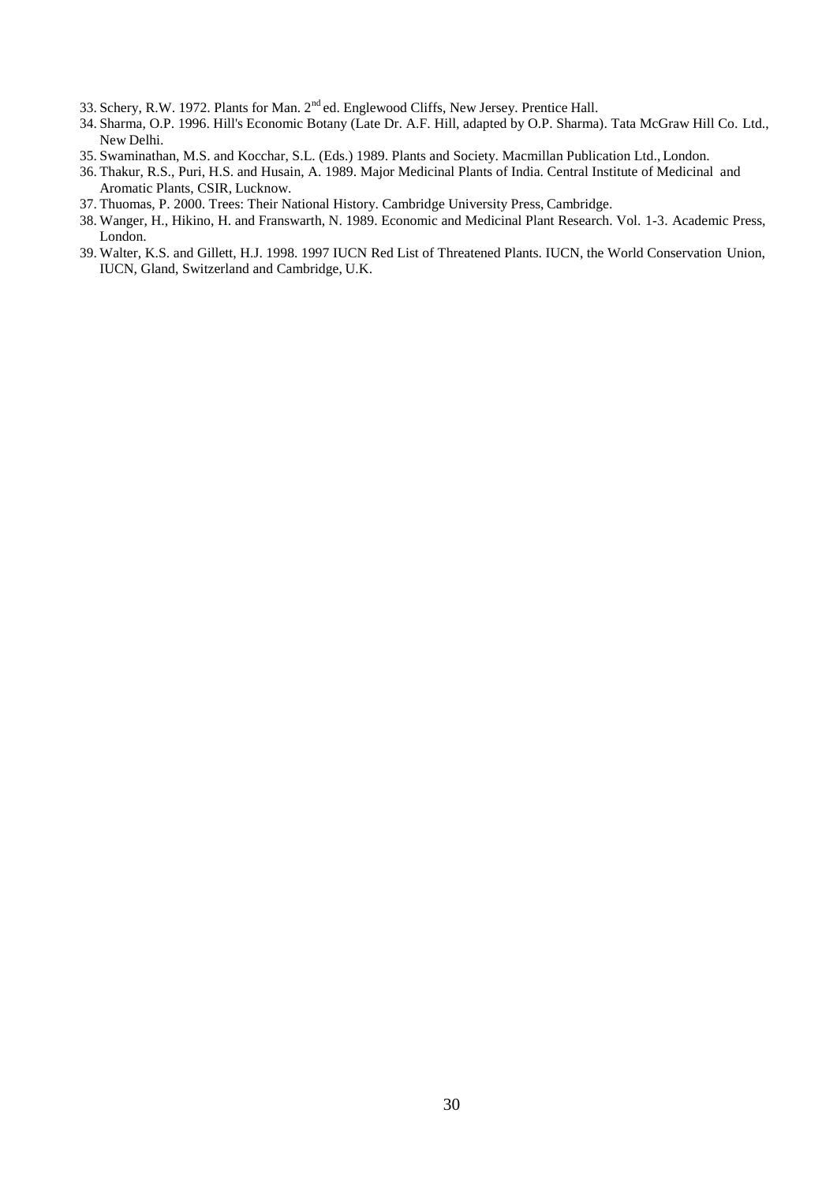33. Schery, R.W. 1972. Plants for Man. 2nd ed. Englewood Cliffs, New Jersey. Prentice Hall.
34. Sharma, O.P. 1996. Hill's Economic Botany (Late Dr. A.F. Hill, adapted by O.P. Sharma). Tata McGraw Hill Co. Ltd., New Delhi.
35. Swaminathan, M.S. and Kocchar, S.L. (Eds.) 1989. Plants and Society. Macmillan Publication Ltd., London.
36. Thakur, R.S., Puri, H.S. and Husain, A. 1989. Major Medicinal Plants of India. Central Institute of Medicinal and Aromatic Plants, CSIR, Lucknow.
37. Thuomas, P. 2000. Trees: Their National History. Cambridge University Press, Cambridge.
38. Wanger, H., Hikino, H. and Franswarth, N. 1989. Economic and Medicinal Plant Research. Vol. 1-3. Academic Press, London.
39. Walter, K.S. and Gillett, H.J. 1998. 1997 IUCN Red List of Threatened Plants. IUCN, the World Conservation Union, IUCN, Gland, Switzerland and Cambridge, U.K.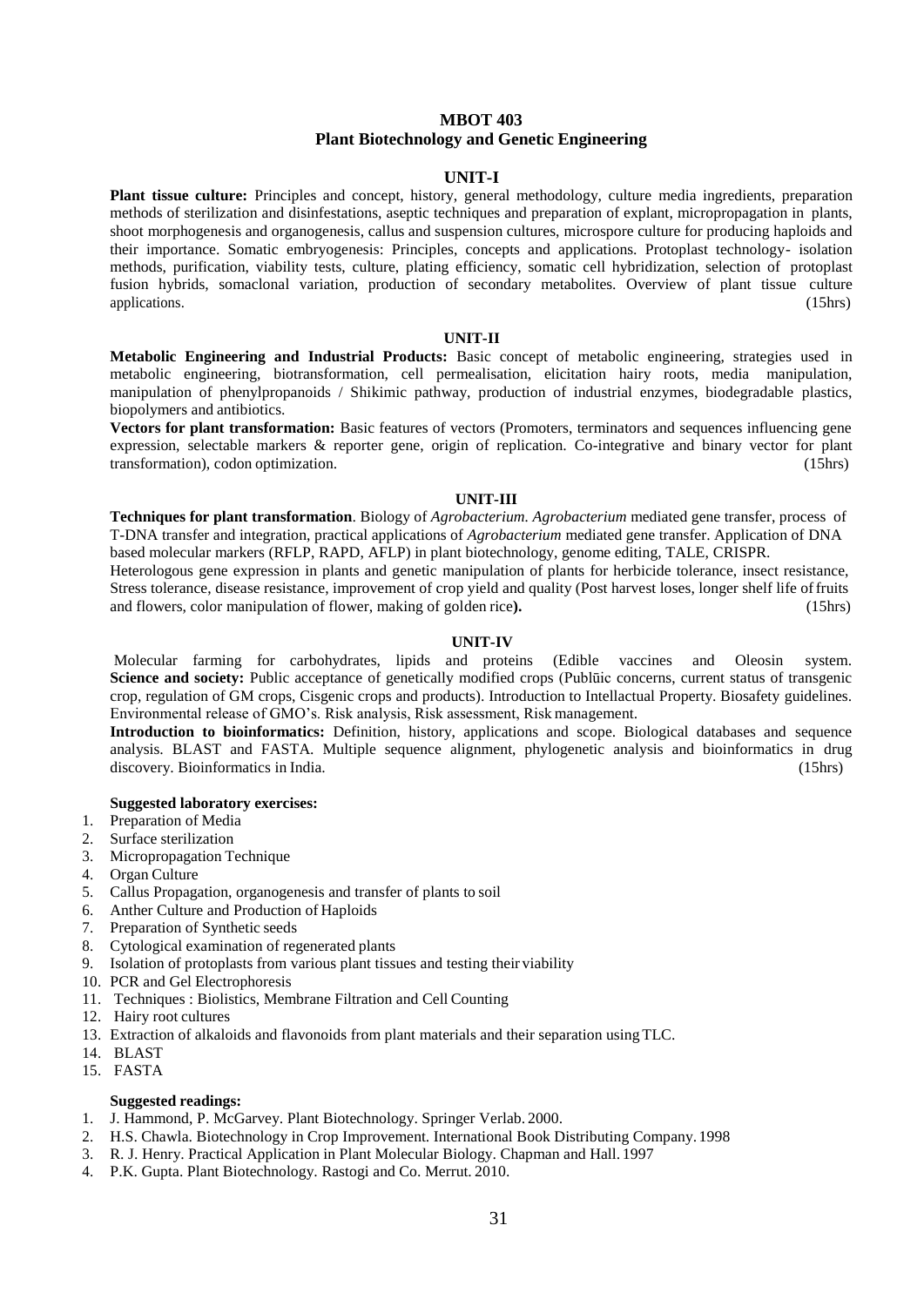# MBOT 403
## Plant Biotechnology and Genetic Engineering

### UNIT-I

**Plant tissue culture:** Principles and concept, history, general methodology, culture media ingredients, preparation methods of sterilization and disinfestations, aseptic techniques and preparation of explant, micropropagation in plants, shoot morphogenesis and organogenesis, callus and suspension cultures, microspore culture for producing haploids and their importance. Somatic embryogenesis: Principles, concepts and applications. Protoplast technology- isolation methods, purification, viability tests, culture, plating efficiency, somatic cell hybridization, selection of protoplast fusion hybrids, somaclonal variation, production of secondary metabolites. Overview of plant tissue culture applications. (15hrs)

### UNIT-II

**Metabolic Engineering and Industrial Products:** Basic concept of metabolic engineering, strategies used in metabolic engineering, biotransformation, cell permealisation, elicitation hairy roots, media manipulation, manipulation of phenylpropanoids / Shikimic pathway, production of industrial enzymes, biodegradable plastics, biopolymers and antibiotics.

**Vectors for plant transformation:** Basic features of vectors (Promoters, terminators and sequences influencing gene expression, selectable markers & reporter gene, origin of replication. Co-integrative and binary vector for plant transformation), codon optimization. (15hrs)

### UNIT-III

**Techniques for plant transformation**. Biology of *Agrobacterium*. *Agrobacterium* mediated gene transfer, process of T-DNA transfer and integration, practical applications of *Agrobacterium* mediated gene transfer. Application of DNA based molecular markers (RFLP, RAPD, AFLP) in plant biotechnology, genome editing, TALE, CRISPR.

Heterologous gene expression in plants and genetic manipulation of plants for herbicide tolerance, insect resistance, Stress tolerance, disease resistance, improvement of crop yield and quality (Post harvest loses, longer shelf life of fruits and flowers, color manipulation of flower, making of golden rice**).** (15hrs)

### UNIT-IV

Molecular farming for carbohydrates, lipids and proteins (Edible vaccines and Oleosin system. **Science and society:** Public acceptance of genetically modified crops (Publũic concerns, current status of transgenic crop, regulation of GM crops, Cisgenic crops and products). Introduction to Intellactual Property. Biosafety guidelines. Environmental release of GMO's. Risk analysis, Risk assessment, Risk management.

**Introduction to bioinformatics:** Definition, history, applications and scope. Biological databases and sequence analysis. BLAST and FASTA. Multiple sequence alignment, phylogenetic analysis and bioinformatics in drug discovery. Bioinformatics in India. (15hrs)

**Suggested laboratory exercises:**

1. Preparation of Media
2. Surface sterilization
3. Micropropagation Technique
4. Organ Culture
5. Callus Propagation, organogenesis and transfer of plants to soil
6. Anther Culture and Production of Haploids
7. Preparation of Synthetic seeds
8. Cytological examination of regenerated plants
9. Isolation of protoplasts from various plant tissues and testing their viability
10. PCR and Gel Electrophoresis
11. Techniques : Biolistics, Membrane Filtration and Cell Counting
12. Hairy root cultures
13. Extraction of alkaloids and flavonoids from plant materials and their separation using TLC.
14. BLAST
15. FASTA

**Suggested readings:**

1. J. Hammond, P. McGarvey. Plant Biotechnology. Springer Verlab. 2000.
2. H.S. Chawla. Biotechnology in Crop Improvement. International Book Distributing Company. 1998
3. R. J. Henry. Practical Application in Plant Molecular Biology. Chapman and Hall. 1997
4. P.K. Gupta. Plant Biotechnology. Rastogi and Co. Merrut. 2010.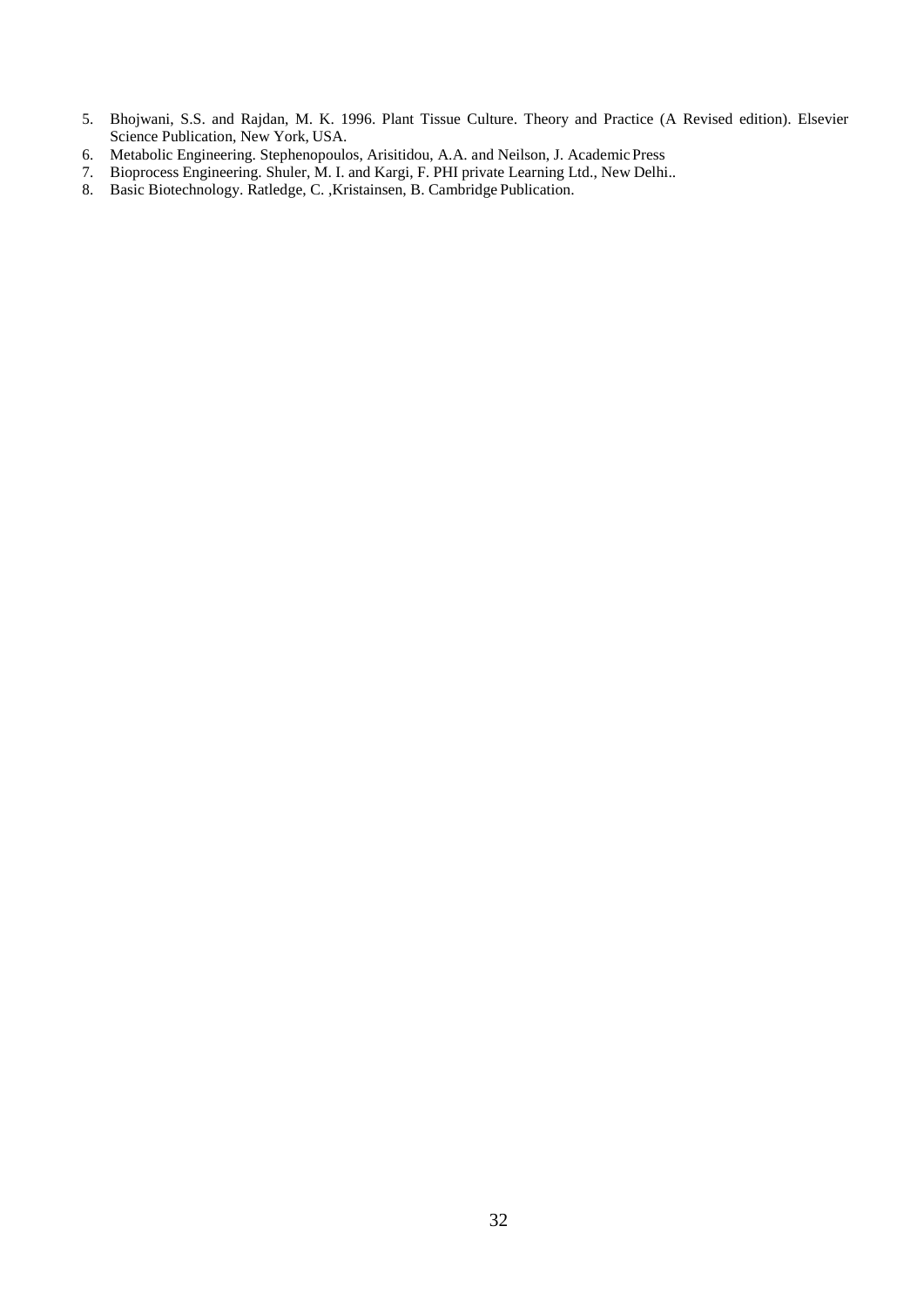5. Bhojwani, S.S. and Rajdan, M. K. 1996. Plant Tissue Culture. Theory and Practice (A Revised edition). Elsevier Science Publication, New York, USA.
6. Metabolic Engineering. Stephenopoulos, Arisitidou, A.A. and Neilson, J. Academic Press
7. Bioprocess Engineering. Shuler, M. I. and Kargi, F. PHI private Learning Ltd., New Delhi..
8. Basic Biotechnology. Ratledge, C. ,Kristainsen, B. Cambridge Publication.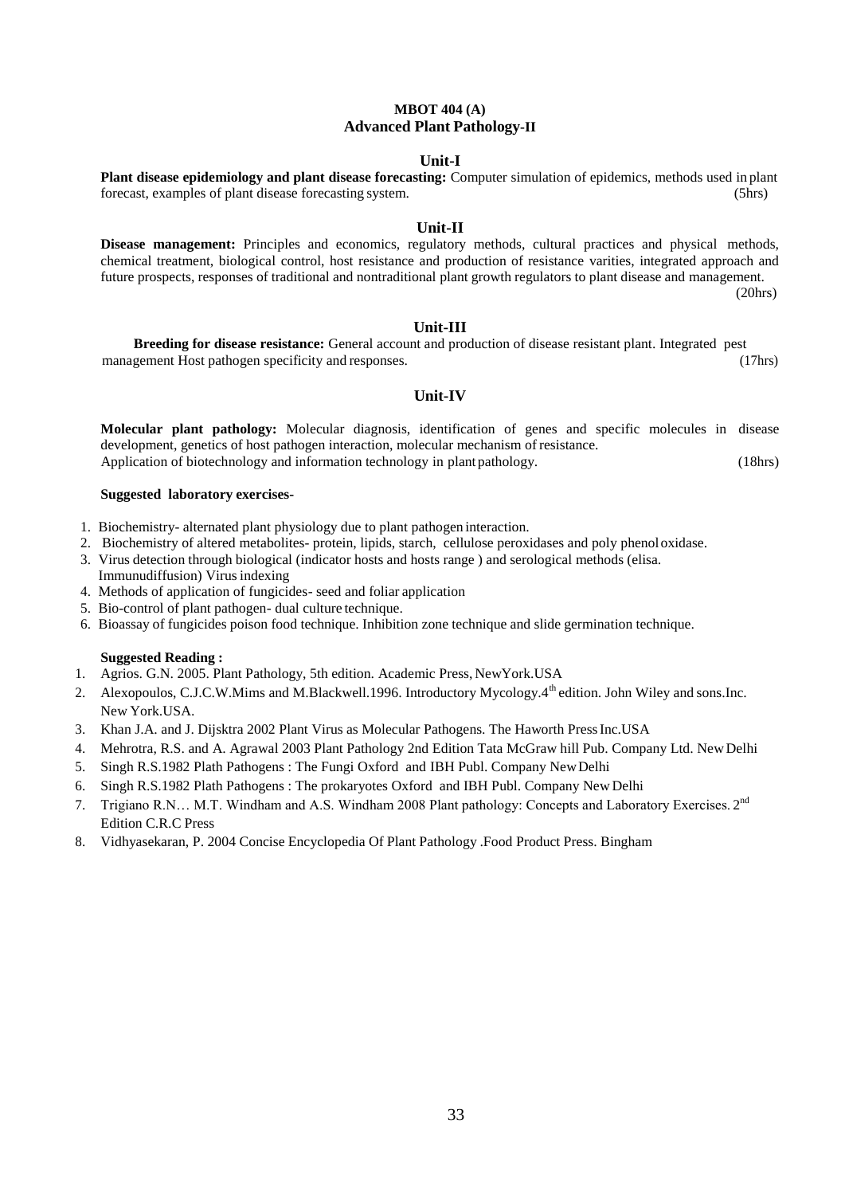# MBOT 404 (A)
## Advanced Plant Pathology-II

### Unit-I

**Plant disease epidemiology and plant disease forecasting:** Computer simulation of epidemics, methods used in plant forecast, examples of plant disease forecasting system. (5hrs)

### Unit-II

**Disease management:** Principles and economics, regulatory methods, cultural practices and physical methods, chemical treatment, biological control, host resistance and production of resistance varities, integrated approach and future prospects, responses of traditional and nontraditional plant growth regulators to plant disease and management. (20hrs)

### Unit-III

**Breeding for disease resistance:** General account and production of disease resistant plant. Integrated pest management Host pathogen specificity and responses. (17hrs)

### Unit-IV

**Molecular plant pathology:** Molecular diagnosis, identification of genes and specific molecules in disease development, genetics of host pathogen interaction, molecular mechanism of resistance.
Application of biotechnology and information technology in plant pathology. (18hrs)

**Suggested laboratory exercises-**

1. Biochemistry- alternated plant physiology due to plant pathogen interaction.
2. Biochemistry of altered metabolites- protein, lipids, starch, cellulose peroxidases and poly phenol oxidase.
3. Virus detection through biological (indicator hosts and hosts range ) and serological methods (elisa. Immunudiffusion) Virus indexing
4. Methods of application of fungicides- seed and foliar application
5. Bio-control of plant pathogen- dual culture technique.
6. Bioassay of fungicides poison food technique. Inhibition zone technique and slide germination technique.

**Suggested Reading :**

1. Agrios. G.N. 2005. Plant Pathology, 5th edition. Academic Press, NewYork.USA
2. Alexopoulos, C.J.C.W.Mims and M.Blackwell.1996. Introductory Mycology.4th edition. John Wiley and sons.Inc. New York.USA.
3. Khan J.A. and J. Dijsktra 2002 Plant Virus as Molecular Pathogens. The Haworth Press Inc.USA
4. Mehrotra, R.S. and A. Agrawal 2003 Plant Pathology 2nd Edition Tata McGraw hill Pub. Company Ltd. New Delhi
5. Singh R.S.1982 Plath Pathogens : The Fungi Oxford and IBH Publ. Company New Delhi
6. Singh R.S.1982 Plath Pathogens : The prokaryotes Oxford and IBH Publ. Company New Delhi
7. Trigiano R.N… M.T. Windham and A.S. Windham 2008 Plant pathology: Concepts and Laboratory Exercises. 2nd Edition C.R.C Press
8. Vidhyasekaran, P. 2004 Concise Encyclopedia Of Plant Pathology .Food Product Press. Bingham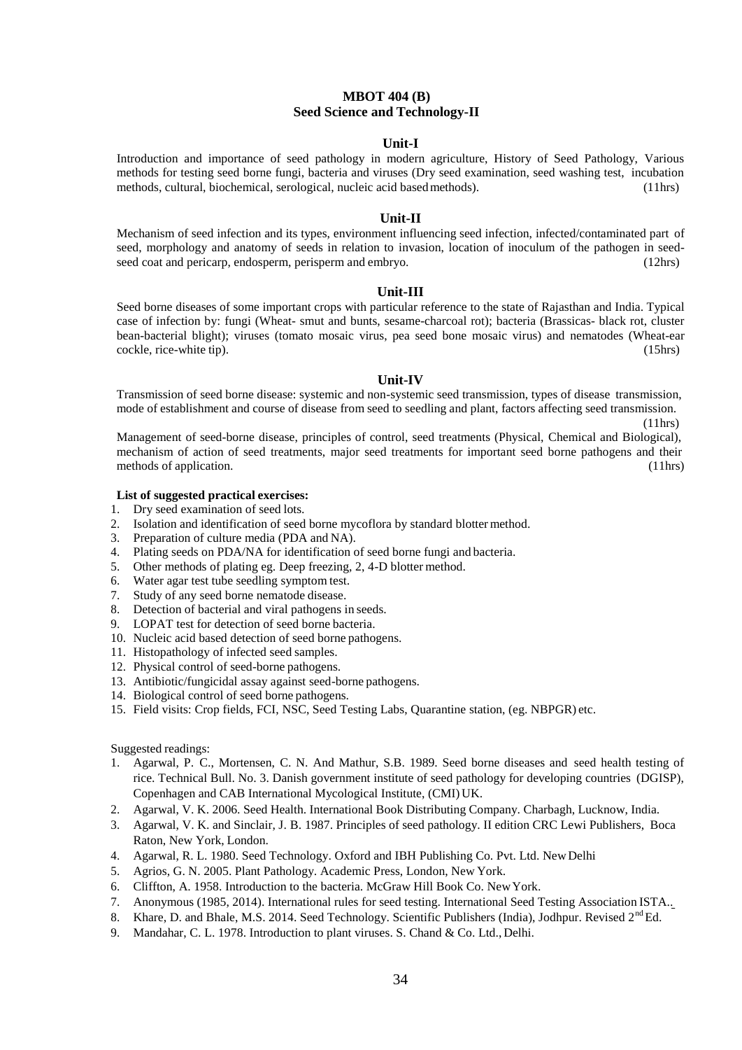# MBOT 404 (B)
## Seed Science and Technology-II

### Unit-I

Introduction and importance of seed pathology in modern agriculture, History of Seed Pathology, Various methods for testing seed borne fungi, bacteria and viruses (Dry seed examination, seed washing test, incubation methods, cultural, biochemical, serological, nucleic acid based methods). (11hrs)

### Unit-II

Mechanism of seed infection and its types, environment influencing seed infection, infected/contaminated part of seed, morphology and anatomy of seeds in relation to invasion, location of inoculum of the pathogen in seed-seed coat and pericarp, endosperm, perisperm and embryo. (12hrs)

### Unit-III

Seed borne diseases of some important crops with particular reference to the state of Rajasthan and India. Typical case of infection by: fungi (Wheat- smut and bunts, sesame-charcoal rot); bacteria (Brassicas- black rot, cluster bean-bacterial blight); viruses (tomato mosaic virus, pea seed bone mosaic virus) and nematodes (Wheat-ear cockle, rice-white tip). (15hrs)

### Unit-IV

Transmission of seed borne disease: systemic and non-systemic seed transmission, types of disease transmission, mode of establishment and course of disease from seed to seedling and plant, factors affecting seed transmission. (11hrs)

Management of seed-borne disease, principles of control, seed treatments (Physical, Chemical and Biological), mechanism of action of seed treatments, major seed treatments for important seed borne pathogens and their methods of application. (11hrs)

**List of suggested practical exercises:**

1. Dry seed examination of seed lots.
2. Isolation and identification of seed borne mycoflora by standard blotter method.
3. Preparation of culture media (PDA and NA).
4. Plating seeds on PDA/NA for identification of seed borne fungi and bacteria.
5. Other methods of plating eg. Deep freezing, 2, 4-D blotter method.
6. Water agar test tube seedling symptom test.
7. Study of any seed borne nematode disease.
8. Detection of bacterial and viral pathogens in seeds.
9. LOPAT test for detection of seed borne bacteria.
10. Nucleic acid based detection of seed borne pathogens.
11. Histopathology of infected seed samples.
12. Physical control of seed-borne pathogens.
13. Antibiotic/fungicidal assay against seed-borne pathogens.
14. Biological control of seed borne pathogens.
15. Field visits: Crop fields, FCI, NSC, Seed Testing Labs, Quarantine station, (eg. NBPGR) etc.

Suggested readings:

1. Agarwal, P. C., Mortensen, C. N. And Mathur, S.B. 1989. Seed borne diseases and seed health testing of rice. Technical Bull. No. 3. Danish government institute of seed pathology for developing countries (DGISP), Copenhagen and CAB International Mycological Institute, (CMI) UK.
2. Agarwal, V. K. 2006. Seed Health. International Book Distributing Company. Charbagh, Lucknow, India.
3. Agarwal, V. K. and Sinclair, J. B. 1987. Principles of seed pathology. II edition CRC Lewi Publishers, Boca Raton, New York, London.
4. Agarwal, R. L. 1980. Seed Technology. Oxford and IBH Publishing Co. Pvt. Ltd. New Delhi
5. Agrios, G. N. 2005. Plant Pathology. Academic Press, London, New York.
6. Cliffton, A. 1958. Introduction to the bacteria. McGraw Hill Book Co. New York.
7. Anonymous (1985, 2014). International rules for seed testing. International Seed Testing Association ISTA..
8. Khare, D. and Bhale, M.S. 2014. Seed Technology. Scientific Publishers (India), Jodhpur. Revised 2nd Ed.
9. Mandahar, C. L. 1978. Introduction to plant viruses. S. Chand & Co. Ltd., Delhi.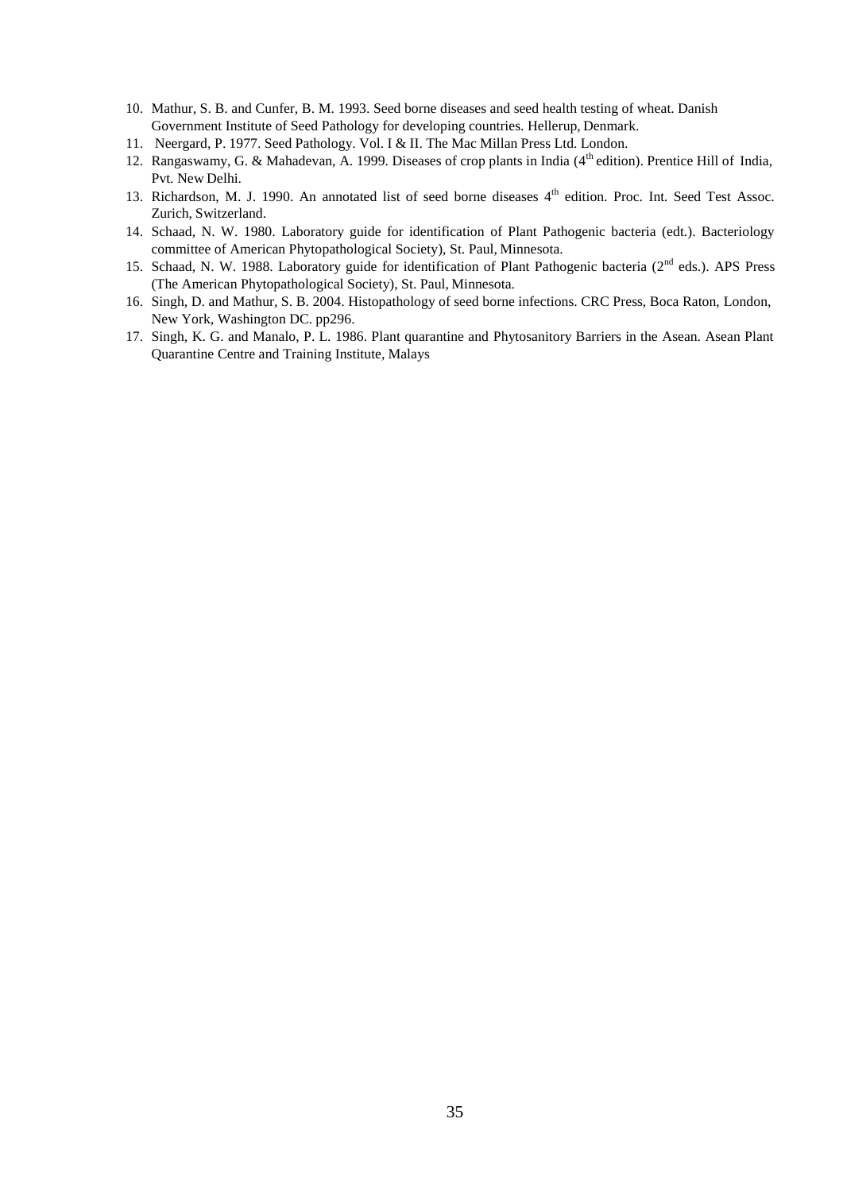10. Mathur, S. B. and Cunfer, B. M. 1993. Seed borne diseases and seed health testing of wheat. Danish Government Institute of Seed Pathology for developing countries. Hellerup, Denmark.
11. Neergard, P. 1977. Seed Pathology. Vol. I & II. The Mac Millan Press Ltd. London.
12. Rangaswamy, G. & Mahadevan, A. 1999. Diseases of crop plants in India (4th edition). Prentice Hill of India, Pvt. New Delhi.
13. Richardson, M. J. 1990. An annotated list of seed borne diseases 4th edition. Proc. Int. Seed Test Assoc. Zurich, Switzerland.
14. Schaad, N. W. 1980. Laboratory guide for identification of Plant Pathogenic bacteria (edt.). Bacteriology committee of American Phytopathological Society), St. Paul, Minnesota.
15. Schaad, N. W. 1988. Laboratory guide for identification of Plant Pathogenic bacteria (2nd eds.). APS Press (The American Phytopathological Society), St. Paul, Minnesota.
16. Singh, D. and Mathur, S. B. 2004. Histopathology of seed borne infections. CRC Press, Boca Raton, London, New York, Washington DC. pp296.
17. Singh, K. G. and Manalo, P. L. 1986. Plant quarantine and Phytosanitory Barriers in the Asean. Asean Plant Quarantine Centre and Training Institute, Malays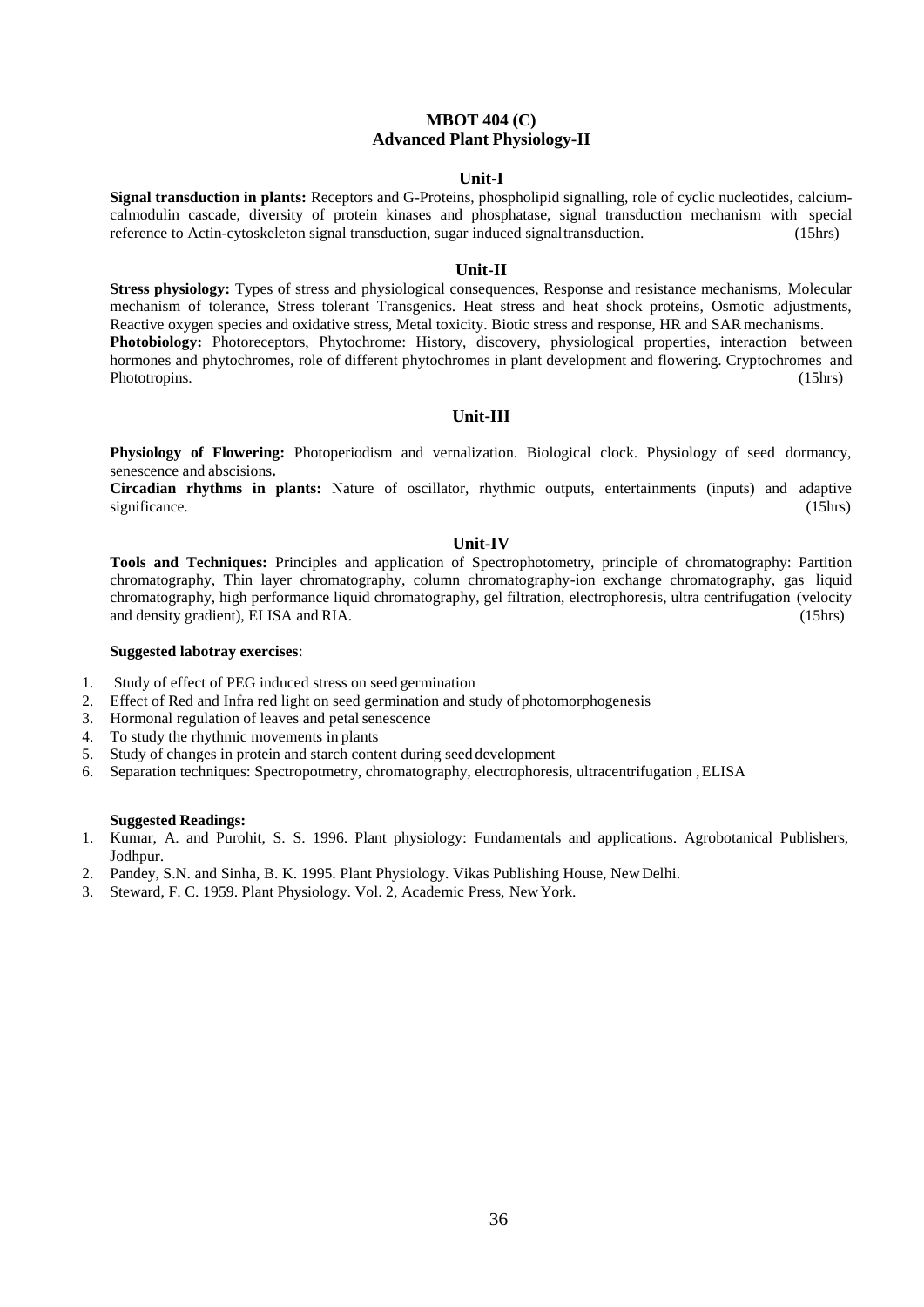## MBOT 404 (C)
## Advanced Plant Physiology-II

### Unit-I

**Signal transduction in plants:** Receptors and G-Proteins, phospholipid signalling, role of cyclic nucleotides, calcium-calmodulin cascade, diversity of protein kinases and phosphatase, signal transduction mechanism with special reference to Actin-cytoskeleton signal transduction, sugar induced signal transduction. (15hrs)

### Unit-II

**Stress physiology:** Types of stress and physiological consequences, Response and resistance mechanisms, Molecular mechanism of tolerance, Stress tolerant Transgenics. Heat stress and heat shock proteins, Osmotic adjustments, Reactive oxygen species and oxidative stress, Metal toxicity. Biotic stress and response, HR and SAR mechanisms.

**Photobiology:** Photoreceptors, Phytochrome: History, discovery, physiological properties, interaction between hormones and phytochromes, role of different phytochromes in plant development and flowering. Cryptochromes and Phototropins. (15hrs)

### Unit-III

**Physiology of Flowering:** Photoperiodism and vernalization. Biological clock. Physiology of seed dormancy, senescence and abscisions**.**

**Circadian rhythms in plants:** Nature of oscillator, rhythmic outputs, entertainments (inputs) and adaptive significance. (15hrs)

### Unit-IV

**Tools and Techniques:** Principles and application of Spectrophotometry, principle of chromatography: Partition chromatography, Thin layer chromatography, column chromatography-ion exchange chromatography, gas liquid chromatography, high performance liquid chromatography, gel filtration, electrophoresis, ultra centrifugation (velocity and density gradient), ELISA and RIA. (15hrs)

**Suggested labotray exercises**:

1. Study of effect of PEG induced stress on seed germination
2. Effect of Red and Infra red light on seed germination and study of photomorphogenesis
3. Hormonal regulation of leaves and petal senescence
4. To study the rhythmic movements in plants
5. Study of changes in protein and starch content during seed development
6. Separation techniques: Spectropotmetry, chromatography, electrophoresis, ultracentrifugation , ELISA

**Suggested Readings:**

1. Kumar, A. and Purohit, S. S. 1996. Plant physiology: Fundamentals and applications. Agrobotanical Publishers, Jodhpur.
2. Pandey, S.N. and Sinha, B. K. 1995. Plant Physiology. Vikas Publishing House, New Delhi.
3. Steward, F. C. 1959. Plant Physiology. Vol. 2, Academic Press, New York.